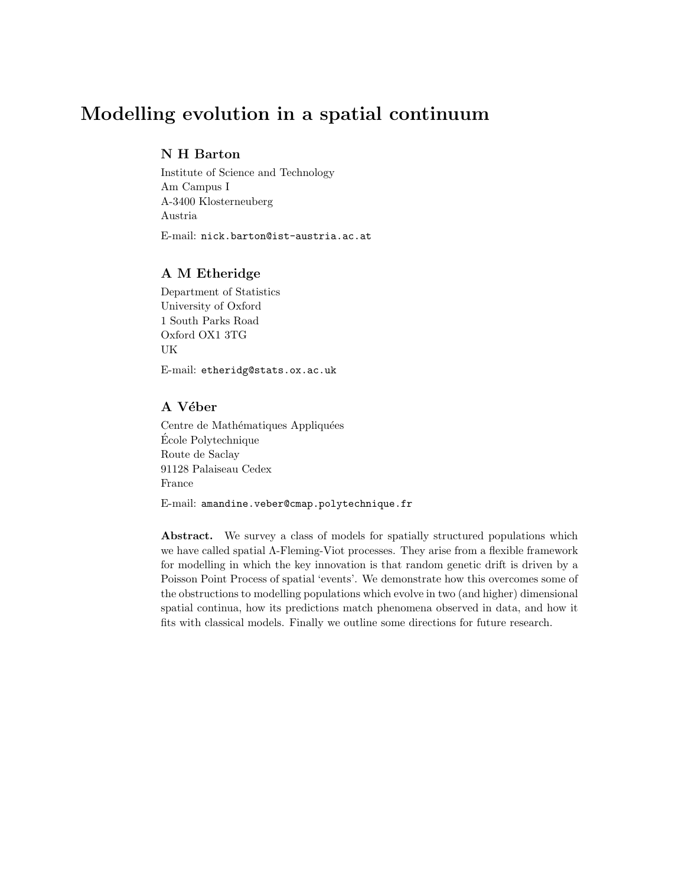# Modelling evolution in a spatial continuum

### N H Barton

Institute of Science and Technology
Am Campus I
A-3400 Klosterneuberg
Austria

E-mail: nick.barton@ist-austria.ac.at

### A M Etheridge

Department of Statistics
University of Oxford
1 South Parks Road
Oxford OX1 3TG
UK

E-mail: etheridg@stats.ox.ac.uk

### A Véber

Centre de Mathématiques Appliquées
École Polytechnique
Route de Saclay
91128 Palaiseau Cedex
France

E-mail: amandine.veber@cmap.polytechnique.fr

**Abstract.** We survey a class of models for spatially structured populations which we have called spatial $\Lambda$-Fleming-Viot processes. They arise from a flexible framework for modelling in which the key innovation is that random genetic drift is driven by a Poisson Point Process of spatial 'events'. We demonstrate how this overcomes some of the obstructions to modelling populations which evolve in two (and higher) dimensional spatial continua, how its predictions match phenomena observed in data, and how it fits with classical models. Finally we outline some directions for future research.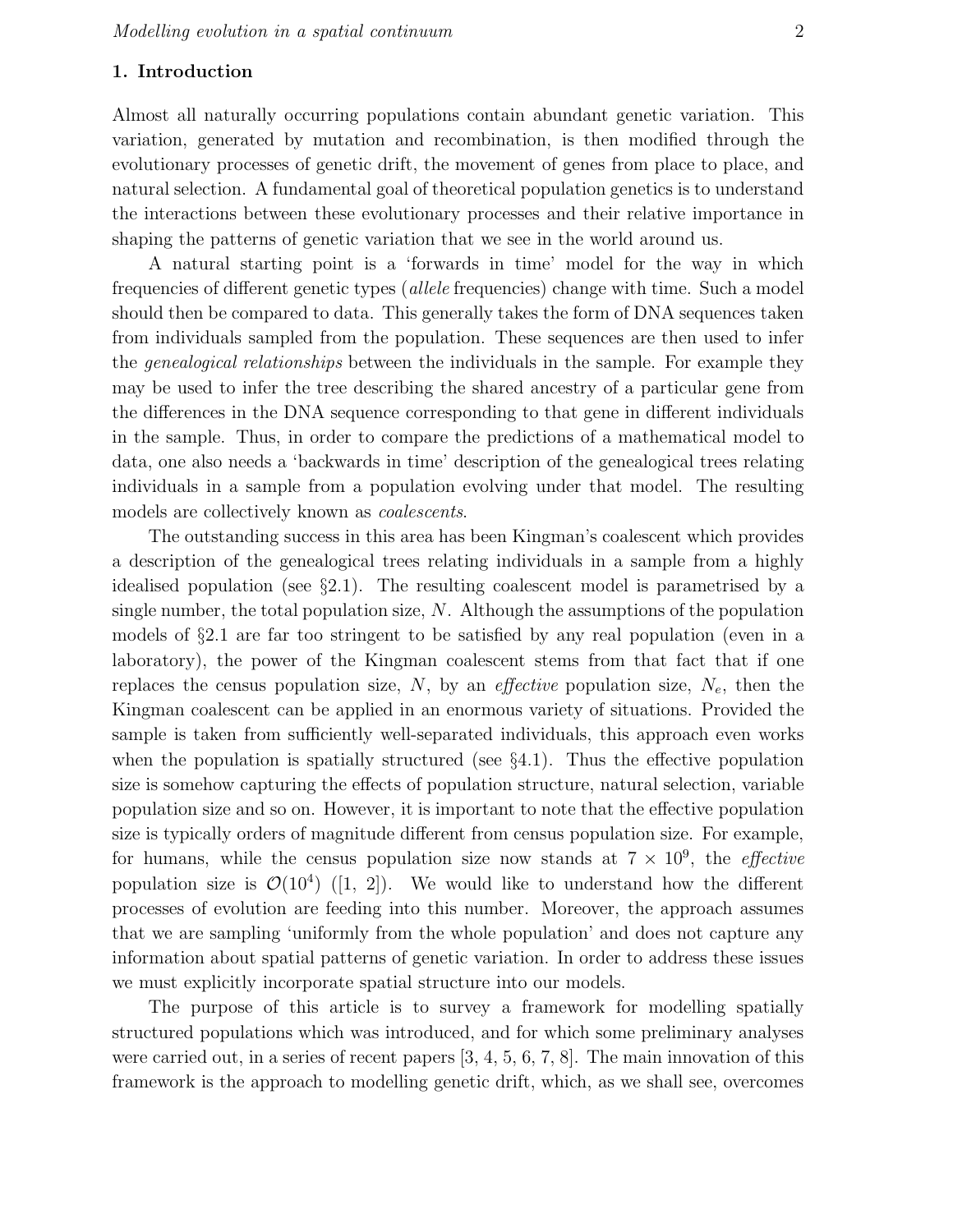## 1. Introduction

Almost all naturally occurring populations contain abundant genetic variation. This variation, generated by mutation and recombination, is then modified through the evolutionary processes of genetic drift, the movement of genes from place to place, and natural selection. A fundamental goal of theoretical population genetics is to understand the interactions between these evolutionary processes and their relative importance in shaping the patterns of genetic variation that we see in the world around us.

A natural starting point is a 'forwards in time' model for the way in which frequencies of different genetic types (*allele* frequencies) change with time. Such a model should then be compared to data. This generally takes the form of DNA sequences taken from individuals sampled from the population. These sequences are then used to infer the *genealogical relationships* between the individuals in the sample. For example they may be used to infer the tree describing the shared ancestry of a particular gene from the differences in the DNA sequence corresponding to that gene in different individuals in the sample. Thus, in order to compare the predictions of a mathematical model to data, one also needs a 'backwards in time' description of the genealogical trees relating individuals in a sample from a population evolving under that model. The resulting models are collectively known as *coalescents*.

The outstanding success in this area has been Kingman's coalescent which provides a description of the genealogical trees relating individuals in a sample from a highly idealised population (see §2.1). The resulting coalescent model is parametrised by a single number, the total population size, $N$. Although the assumptions of the population models of §2.1 are far too stringent to be satisfied by any real population (even in a laboratory), the power of the Kingman coalescent stems from that fact that if one replaces the census population size, $N$, by an *effective* population size, $N_e$, then the Kingman coalescent can be applied in an enormous variety of situations. Provided the sample is taken from sufficiently well-separated individuals, this approach even works when the population is spatially structured (see §4.1). Thus the effective population size is somehow capturing the effects of population structure, natural selection, variable population size and so on. However, it is important to note that the effective population size is typically orders of magnitude different from census population size. For example, for humans, while the census population size now stands at $7 \times 10^9$, the *effective* population size is $\mathcal{O}(10^4)$ ([1, 2]). We would like to understand how the different processes of evolution are feeding into this number. Moreover, the approach assumes that we are sampling 'uniformly from the whole population' and does not capture any information about spatial patterns of genetic variation. In order to address these issues we must explicitly incorporate spatial structure into our models.

The purpose of this article is to survey a framework for modelling spatially structured populations which was introduced, and for which some preliminary analyses were carried out, in a series of recent papers [3, 4, 5, 6, 7, 8]. The main innovation of this framework is the approach to modelling genetic drift, which, as we shall see, overcomes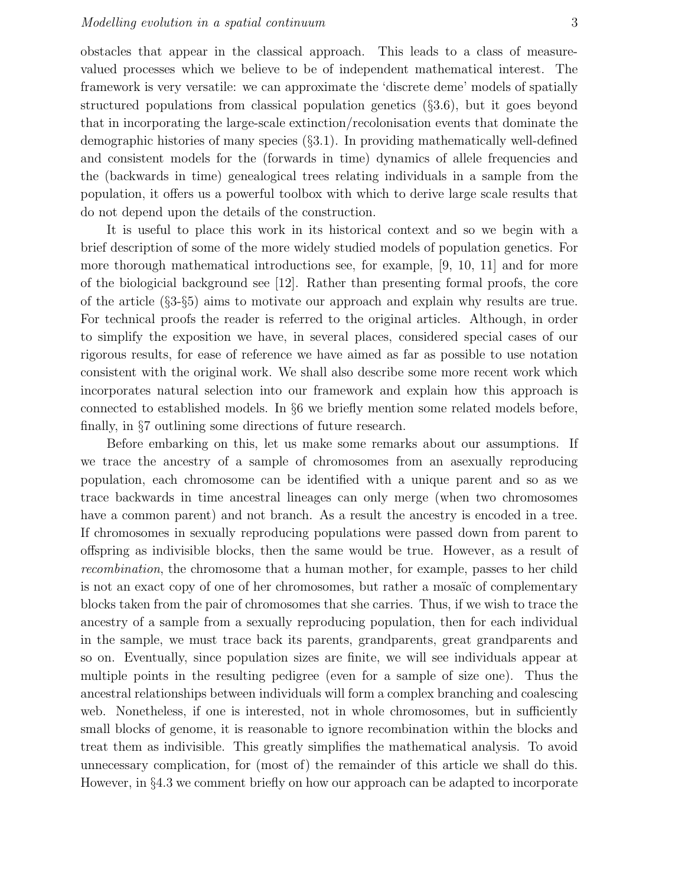obstacles that appear in the classical approach. This leads to a class of measure-valued processes which we believe to be of independent mathematical interest. The framework is very versatile: we can approximate the 'discrete deme' models of spatially structured populations from classical population genetics (§3.6), but it goes beyond that in incorporating the large-scale extinction/recolonisation events that dominate the demographic histories of many species (§3.1). In providing mathematically well-defined and consistent models for the (forwards in time) dynamics of allele frequencies and the (backwards in time) genealogical trees relating individuals in a sample from the population, it offers us a powerful toolbox with which to derive large scale results that do not depend upon the details of the construction.

It is useful to place this work in its historical context and so we begin with a brief description of some of the more widely studied models of population genetics. For more thorough mathematical introductions see, for example, [9, 10, 11] and for more of the biologicial background see [12]. Rather than presenting formal proofs, the core of the article (§3-§5) aims to motivate our approach and explain why results are true. For technical proofs the reader is referred to the original articles. Although, in order to simplify the exposition we have, in several places, considered special cases of our rigorous results, for ease of reference we have aimed as far as possible to use notation consistent with the original work. We shall also describe some more recent work which incorporates natural selection into our framework and explain how this approach is connected to established models. In §6 we briefly mention some related models before, finally, in §7 outlining some directions of future research.

Before embarking on this, let us make some remarks about our assumptions. If we trace the ancestry of a sample of chromosomes from an asexually reproducing population, each chromosome can be identified with a unique parent and so as we trace backwards in time ancestral lineages can only merge (when two chromosomes have a common parent) and not branch. As a result the ancestry is encoded in a tree. If chromosomes in sexually reproducing populations were passed down from parent to offspring as indivisible blocks, then the same would be true. However, as a result of *recombination*, the chromosome that a human mother, for example, passes to her child is not an exact copy of one of her chromosomes, but rather a mosaïc of complementary blocks taken from the pair of chromosomes that she carries. Thus, if we wish to trace the ancestry of a sample from a sexually reproducing population, then for each individual in the sample, we must trace back its parents, grandparents, great grandparents and so on. Eventually, since population sizes are finite, we will see individuals appear at multiple points in the resulting pedigree (even for a sample of size one). Thus the ancestral relationships between individuals will form a complex branching and coalescing web. Nonetheless, if one is interested, not in whole chromosomes, but in sufficiently small blocks of genome, it is reasonable to ignore recombination within the blocks and treat them as indivisible. This greatly simplifies the mathematical analysis. To avoid unnecessary complication, for (most of) the remainder of this article we shall do this. However, in §4.3 we comment briefly on how our approach can be adapted to incorporate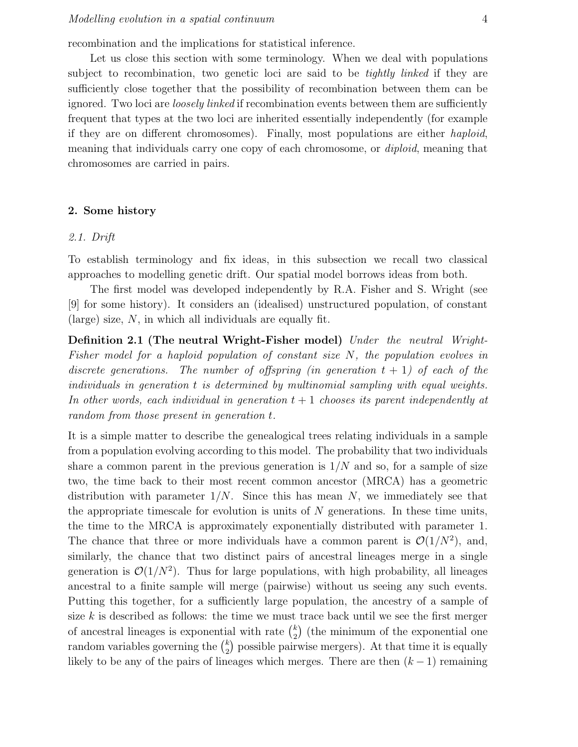recombination and the implications for statistical inference.

Let us close this section with some terminology. When we deal with populations subject to recombination, two genetic loci are said to be *tightly linked* if they are sufficiently close together that the possibility of recombination between them can be ignored. Two loci are *loosely linked* if recombination events between them are sufficiently frequent that types at the two loci are inherited essentially independently (for example if they are on different chromosomes). Finally, most populations are either *haploid*, meaning that individuals carry one copy of each chromosome, or *diploid*, meaning that chromosomes are carried in pairs.

## 2. Some history

### 2.1. Drift

To establish terminology and fix ideas, in this subsection we recall two classical approaches to modelling genetic drift. Our spatial model borrows ideas from both.

The first model was developed independently by R.A. Fisher and S. Wright (see [9] for some history). It considers an (idealised) unstructured population, of constant (large) size, $N$, in which all individuals are equally fit.

**Definition 2.1 (The neutral Wright-Fisher model)** *Under the neutral Wright-Fisher model for a haploid population of constant size $N$, the population evolves in discrete generations. The number of offspring (in generation $t+1$) of each of the individuals in generation $t$ is determined by multinomial sampling with equal weights. In other words, each individual in generation $t+1$ chooses its parent independently at random from those present in generation $t$.*

It is a simple matter to describe the genealogical trees relating individuals in a sample from a population evolving according to this model. The probability that two individuals share a common parent in the previous generation is $1/N$ and so, for a sample of size two, the time back to their most recent common ancestor (MRCA) has a geometric distribution with parameter $1/N$. Since this has mean $N$, we immediately see that the appropriate timescale for evolution is units of $N$ generations. In these time units, the time to the MRCA is approximately exponentially distributed with parameter 1. The chance that three or more individuals have a common parent is $\mathcal{O}(1/N^2)$, and, similarly, the chance that two distinct pairs of ancestral lineages merge in a single generation is $\mathcal{O}(1/N^2)$. Thus for large populations, with high probability, all lineages ancestral to a finite sample will merge (pairwise) without us seeing any such events. Putting this together, for a sufficiently large population, the ancestry of a sample of size $k$ is described as follows: the time we must trace back until we see the first merger of ancestral lineages is exponential with rate $\binom{k}{2}$ (the minimum of the exponential one random variables governing the $\binom{k}{2}$ possible pairwise mergers). At that time it is equally likely to be any of the pairs of lineages which merges. There are then $(k-1)$ remaining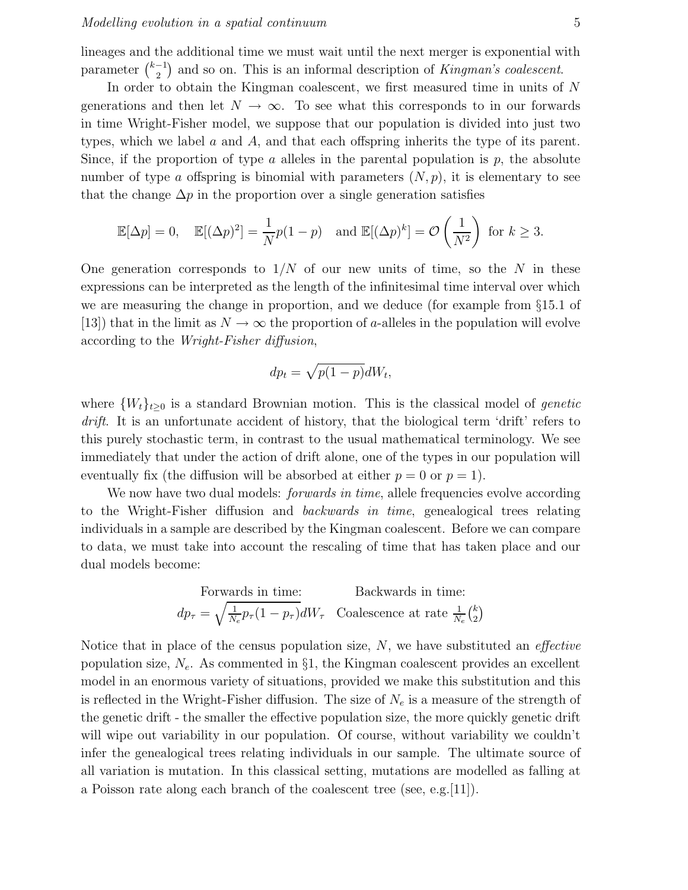lineages and the additional time we must wait until the next merger is exponential with parameter $\binom{k-1}{2}$ and so on. This is an informal description of *Kingman's coalescent*.

In order to obtain the Kingman coalescent, we first measured time in units of $N$ generations and then let $N \to \infty$. To see what this corresponds to in our forwards in time Wright-Fisher model, we suppose that our population is divided into just two types, which we label $a$ and $A$, and that each offspring inherits the type of its parent. Since, if the proportion of type $a$ alleles in the parental population is $p$, the absolute number of type $a$ offspring is binomial with parameters $(N, p)$, it is elementary to see that the change $\Delta p$ in the proportion over a single generation satisfies

$$\mathbb{E}[\Delta p] = 0, \quad \mathbb{E}[(\Delta p)^2] = \frac{1}{N} p(1-p) \quad \text{and } \mathbb{E}[(\Delta p)^k] = \mathcal{O}\left(\frac{1}{N^2}\right) \text{ for } k \geq 3.$$

One generation corresponds to $1/N$ of our new units of time, so the $N$ in these expressions can be interpreted as the length of the infinitesimal time interval over which we are measuring the change in proportion, and we deduce (for example from §15.1 of [13]) that in the limit as $N \to \infty$ the proportion of $a$-alleles in the population will evolve according to the *Wright-Fisher diffusion*,

$$dp_t = \sqrt{p(1-p)}dW_t,$$

where $\{W_t\}_{t \geq 0}$ is a standard Brownian motion. This is the classical model of *genetic drift*. It is an unfortunate accident of history, that the biological term 'drift' refers to this purely stochastic term, in contrast to the usual mathematical terminology. We see immediately that under the action of drift alone, one of the types in our population will eventually fix (the diffusion will be absorbed at either $p = 0$ or $p = 1$).

We now have two dual models: *forwards in time*, allele frequencies evolve according to the Wright-Fisher diffusion and *backwards in time*, genealogical trees relating individuals in a sample are described by the Kingman coalescent. Before we can compare to data, we must take into account the rescaling of time that has taken place and our dual models become:

| Forwards in time: | Backwards in time: |
| --- | --- |
| $dp_\tau = \sqrt{\frac{1}{N_e} p_\tau (1-p_\tau)} dW_\tau$ | Coalescence at rate $\frac{1}{N_e}\binom{k}{2}$ |

Notice that in place of the census population size, $N$, we have substituted an *effective* population size, $N_e$. As commented in §1, the Kingman coalescent provides an excellent model in an enormous variety of situations, provided we make this substitution and this is reflected in the Wright-Fisher diffusion. The size of $N_e$ is a measure of the strength of the genetic drift - the smaller the effective population size, the more quickly genetic drift will wipe out variability in our population. Of course, without variability we couldn't infer the genealogical trees relating individuals in our sample. The ultimate source of all variation is mutation. In this classical setting, mutations are modelled as falling at a Poisson rate along each branch of the coalescent tree (see, e.g.[11]).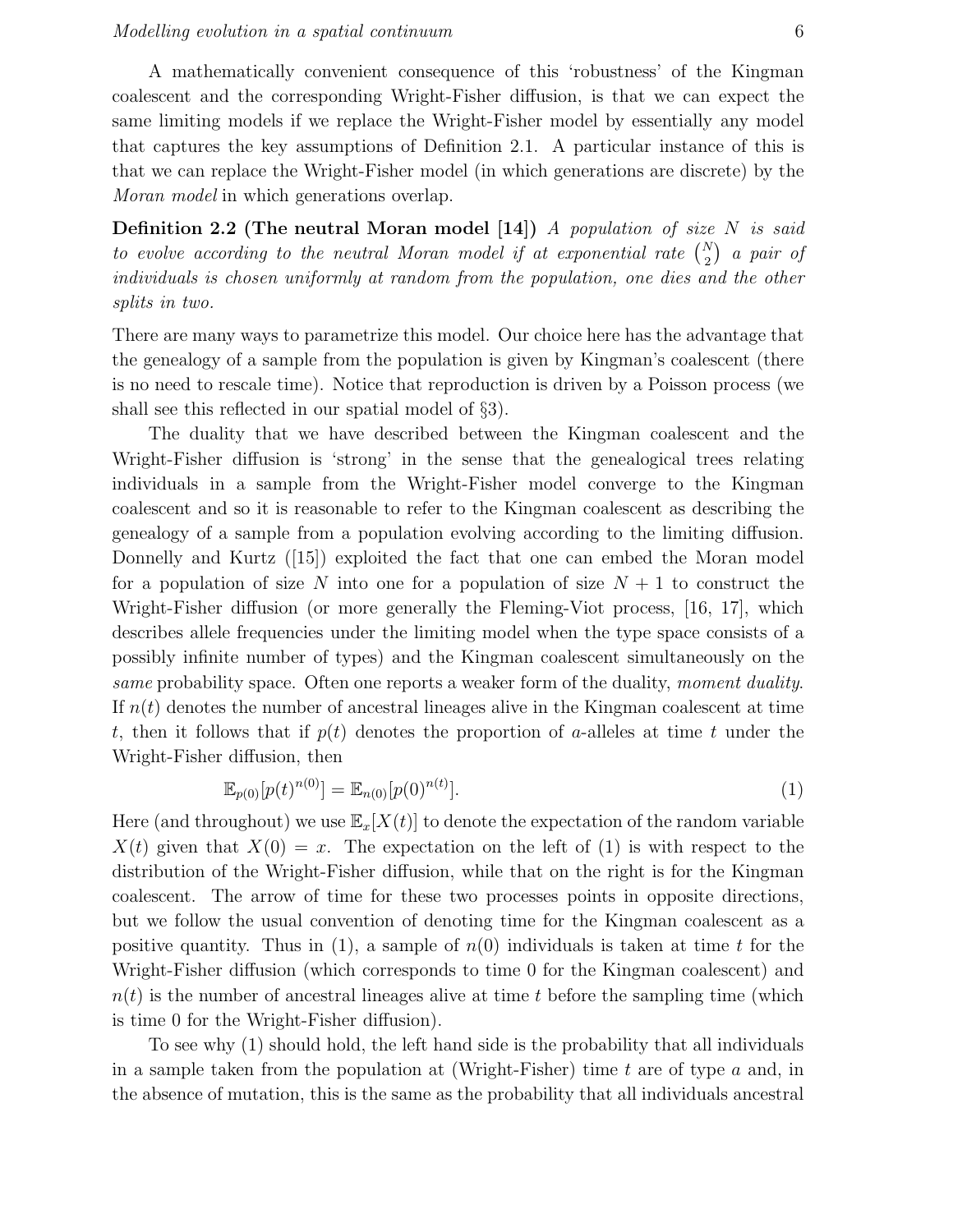A mathematically convenient consequence of this 'robustness' of the Kingman coalescent and the corresponding Wright-Fisher diffusion, is that we can expect the same limiting models if we replace the Wright-Fisher model by essentially any model that captures the key assumptions of Definition 2.1. A particular instance of this is that we can replace the Wright-Fisher model (in which generations are discrete) by the *Moran model* in which generations overlap.

**Definition 2.2 (The neutral Moran model [14])** *A population of size $N$ is said to evolve according to the neutral Moran model if at exponential rate $\binom{N}{2}$ a pair of individuals is chosen uniformly at random from the population, one dies and the other splits in two.*

There are many ways to parametrize this model. Our choice here has the advantage that the genealogy of a sample from the population is given by Kingman's coalescent (there is no need to rescale time). Notice that reproduction is driven by a Poisson process (we shall see this reflected in our spatial model of §3).

The duality that we have described between the Kingman coalescent and the Wright-Fisher diffusion is 'strong' in the sense that the genealogical trees relating individuals in a sample from the Wright-Fisher model converge to the Kingman coalescent and so it is reasonable to refer to the Kingman coalescent as describing the genealogy of a sample from a population evolving according to the limiting diffusion. Donnelly and Kurtz ([15]) exploited the fact that one can embed the Moran model for a population of size $N$ into one for a population of size $N+1$ to construct the Wright-Fisher diffusion (or more generally the Fleming-Viot process, [16, 17], which describes allele frequencies under the limiting model when the type space consists of a possibly infinite number of types) and the Kingman coalescent simultaneously on the *same* probability space. Often one reports a weaker form of the duality, *moment duality*. If $n(t)$ denotes the number of ancestral lineages alive in the Kingman coalescent at time $t$, then it follows that if $p(t)$ denotes the proportion of $a$-alleles at time $t$ under the Wright-Fisher diffusion, then

$$\mathbb{E}_{p(0)}[p(t)^{n(0)}] = \mathbb{E}_{n(0)}[p(0)^{n(t)}]. \tag{1}$$

Here (and throughout) we use $\mathbb{E}_x[X(t)]$ to denote the expectation of the random variable $X(t)$ given that $X(0)=x$. The expectation on the left of (1) is with respect to the distribution of the Wright-Fisher diffusion, while that on the right is for the Kingman coalescent. The arrow of time for these two processes points in opposite directions, but we follow the usual convention of denoting time for the Kingman coalescent as a positive quantity. Thus in (1), a sample of $n(0)$ individuals is taken at time $t$ for the Wright-Fisher diffusion (which corresponds to time 0 for the Kingman coalescent) and $n(t)$ is the number of ancestral lineages alive at time $t$ before the sampling time (which is time 0 for the Wright-Fisher diffusion).

To see why (1) should hold, the left hand side is the probability that all individuals in a sample taken from the population at (Wright-Fisher) time $t$ are of type $a$ and, in the absence of mutation, this is the same as the probability that all individuals ancestral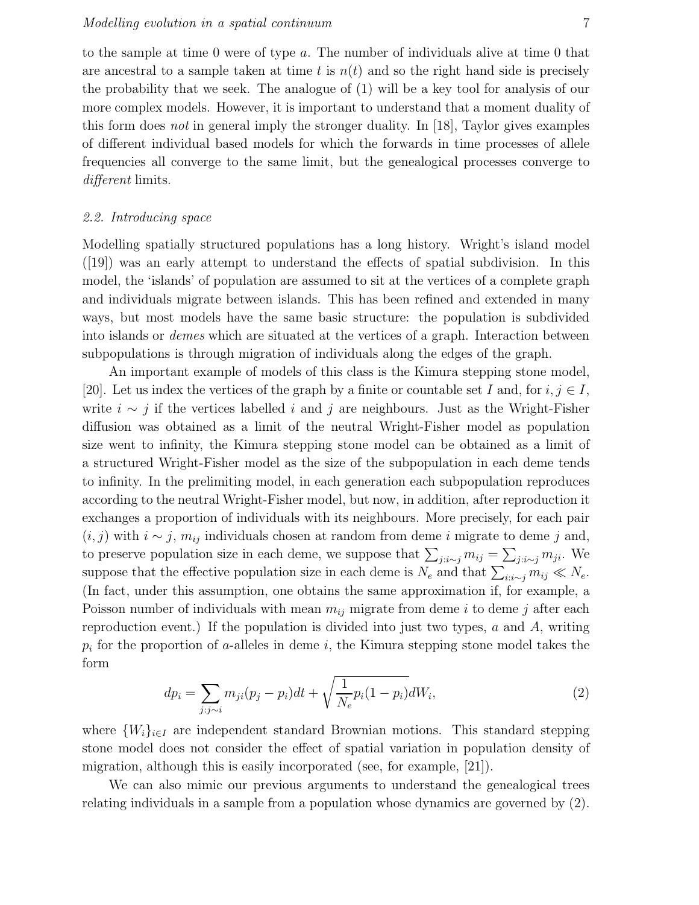to the sample at time 0 were of type $a$. The number of individuals alive at time 0 that are ancestral to a sample taken at time $t$ is $n(t)$ and so the right hand side is precisely the probability that we seek. The analogue of (1) will be a key tool for analysis of our more complex models. However, it is important to understand that a moment duality of this form does *not* in general imply the stronger duality. In [18], Taylor gives examples of different individual based models for which the forwards in time processes of allele frequencies all converge to the same limit, but the genealogical processes converge to *different* limits.

### *2.2. Introducing space*

Modelling spatially structured populations has a long history. Wright's island model ([19]) was an early attempt to understand the effects of spatial subdivision. In this model, the 'islands' of population are assumed to sit at the vertices of a complete graph and individuals migrate between islands. This has been refined and extended in many ways, but most models have the same basic structure: the population is subdivided into islands or *demes* which are situated at the vertices of a graph. Interaction between subpopulations is through migration of individuals along the edges of the graph.

An important example of models of this class is the Kimura stepping stone model, [20]. Let us index the vertices of the graph by a finite or countable set $I$ and, for $i, j \in I$, write $i \sim j$ if the vertices labelled $i$ and $j$ are neighbours. Just as the Wright-Fisher diffusion was obtained as a limit of the neutral Wright-Fisher model as population size went to infinity, the Kimura stepping stone model can be obtained as a limit of a structured Wright-Fisher model as the size of the subpopulation in each deme tends to infinity. In the prelimiting model, in each generation each subpopulation reproduces according to the neutral Wright-Fisher model, but now, in addition, after reproduction it exchanges a proportion of individuals with its neighbours. More precisely, for each pair $(i, j)$ with $i \sim j$, $m_{ij}$ individuals chosen at random from deme $i$ migrate to deme $j$ and, to preserve population size in each deme, we suppose that $\sum_{j:i\sim j} m_{ij} = \sum_{j:i\sim j} m_{ji}$. We suppose that the effective population size in each deme is $N_e$ and that $\sum_{i:i\sim j} m_{ij} \ll N_e$. (In fact, under this assumption, one obtains the same approximation if, for example, a Poisson number of individuals with mean $m_{ij}$ migrate from deme $i$ to deme $j$ after each reproduction event.) If the population is divided into just two types, $a$ and $A$, writing $p_i$ for the proportion of $a$-alleles in deme $i$, the Kimura stepping stone model takes the form

$$dp_i = \sum_{j:j\sim i} m_{ji}(p_j - p_i)dt + \sqrt{\frac{1}{N_e} p_i(1-p_i)}dW_i, \tag{2}$$

where $\{W_i\}_{i\in I}$ are independent standard Brownian motions. This standard stepping stone model does not consider the effect of spatial variation in population density of migration, although this is easily incorporated (see, for example, [21]).

We can also mimic our previous arguments to understand the genealogical trees relating individuals in a sample from a population whose dynamics are governed by (2).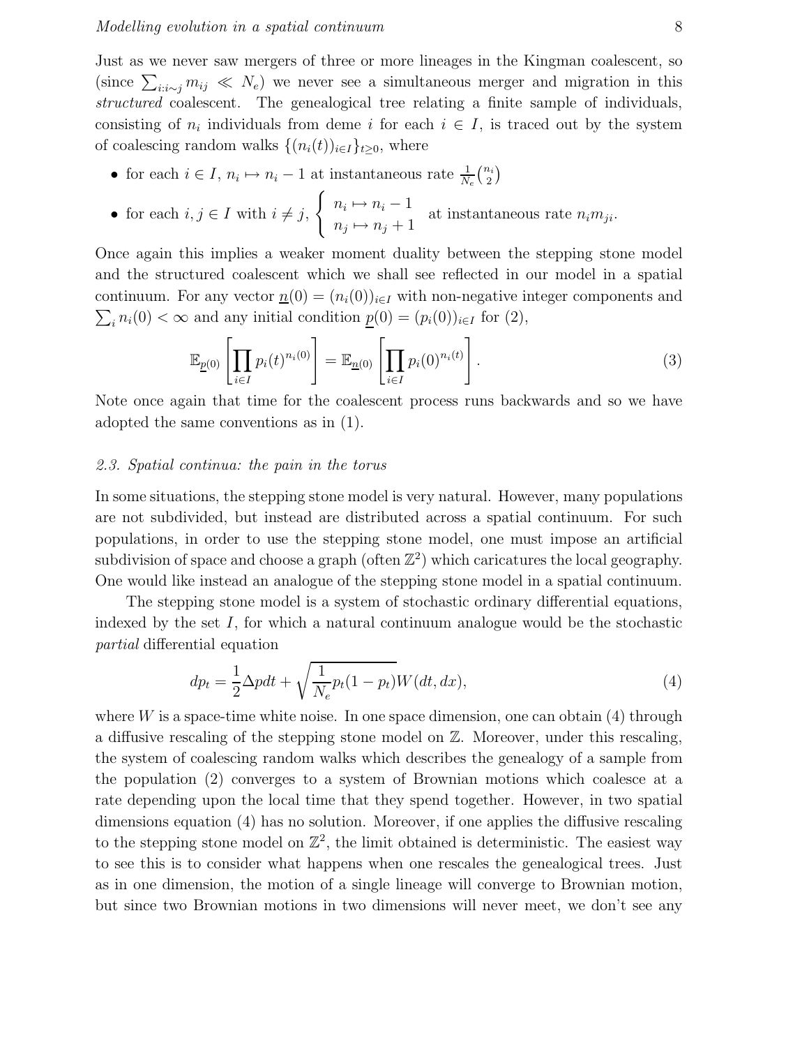Just as we never saw mergers of three or more lineages in the Kingman coalescent, so (since $\sum_{i:i\sim j} m_{ij} \ll N_e$) we never see a simultaneous merger and migration in this *structured* coalescent. The genealogical tree relating a finite sample of individuals, consisting of $n_i$ individuals from deme $i$ for each $i \in I$, is traced out by the system of coalescing random walks $\{(n_i(t))_{i\in I}\}_{t\geq 0}$, where

- for each $i \in I$, $n_i \mapsto n_i - 1$ at instantaneous rate $\frac{1}{N_e}\binom{n_i}{2}$
- for each $i, j \in I$ with $i \neq j$, $\left\{ \begin{array}{l} n_i \mapsto n_i - 1 \\ n_j \mapsto n_j + 1 \end{array} \right.$ at instantaneous rate $n_i m_{ji}$.

Once again this implies a weaker moment duality between the stepping stone model and the structured coalescent which we shall see reflected in our model in a spatial continuum. For any vector $\underline{n}(0) = (n_i(0))_{i\in I}$ with non-negative integer components and $\sum_i n_i(0) < \infty$ and any initial condition $\underline{p}(0) = (p_i(0))_{i\in I}$ for (2),

$$\mathbb{E}_{\underline{p}(0)}\left[\prod_{i\in I} p_i(t)^{n_i(0)}\right] = \mathbb{E}_{\underline{n}(0)}\left[\prod_{i\in I} p_i(0)^{n_i(t)}\right]. \tag{3}$$

Note once again that time for the coalescent process runs backwards and so we have adopted the same conventions as in (1).

### 2.3. Spatial continua: the pain in the torus

In some situations, the stepping stone model is very natural. However, many populations are not subdivided, but instead are distributed across a spatial continuum. For such populations, in order to use the stepping stone model, one must impose an artificial subdivision of space and choose a graph (often $\mathbb{Z}^2$) which caricatures the local geography. One would like instead an analogue of the stepping stone model in a spatial continuum.

The stepping stone model is a system of stochastic ordinary differential equations, indexed by the set $I$, for which a natural continuum analogue would be the stochastic *partial* differential equation

$$dp_t = \frac{1}{2}\Delta p dt + \sqrt{\frac{1}{N_e} p_t(1-p_t)} W(dt, dx), \tag{4}$$

where $W$ is a space-time white noise. In one space dimension, one can obtain (4) through a diffusive rescaling of the stepping stone model on $\mathbb{Z}$. Moreover, under this rescaling, the system of coalescing random walks which describes the genealogy of a sample from the population (2) converges to a system of Brownian motions which coalesce at a rate depending upon the local time that they spend together. However, in two spatial dimensions equation (4) has no solution. Moreover, if one applies the diffusive rescaling to the stepping stone model on $\mathbb{Z}^2$, the limit obtained is deterministic. The easiest way to see this is to consider what happens when one rescales the genealogical trees. Just as in one dimension, the motion of a single lineage will converge to Brownian motion, but since two Brownian motions in two dimensions will never meet, we don't see any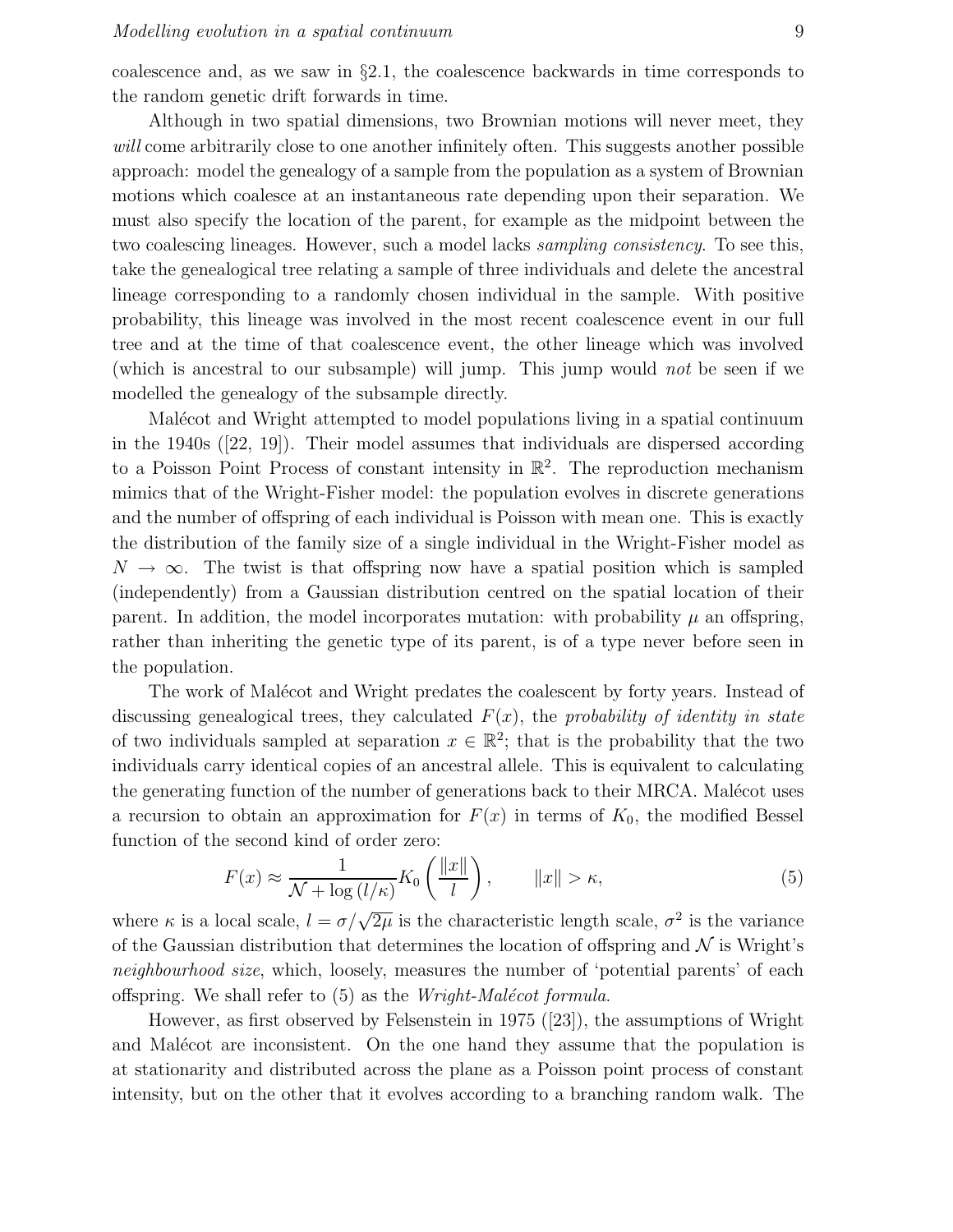coalescence and, as we saw in §2.1, the coalescence backwards in time corresponds to the random genetic drift forwards in time.

Although in two spatial dimensions, two Brownian motions will never meet, they *will* come arbitrarily close to one another infinitely often. This suggests another possible approach: model the genealogy of a sample from the population as a system of Brownian motions which coalesce at an instantaneous rate depending upon their separation. We must also specify the location of the parent, for example as the midpoint between the two coalescing lineages. However, such a model lacks *sampling consistency*. To see this, take the genealogical tree relating a sample of three individuals and delete the ancestral lineage corresponding to a randomly chosen individual in the sample. With positive probability, this lineage was involved in the most recent coalescence event in our full tree and at the time of that coalescence event, the other lineage which was involved (which is ancestral to our subsample) will jump. This jump would *not* be seen if we modelled the genealogy of the subsample directly.

Malécot and Wright attempted to model populations living in a spatial continuum in the 1940s ([22, 19]). Their model assumes that individuals are dispersed according to a Poisson Point Process of constant intensity in $\mathbb{R}^2$. The reproduction mechanism mimics that of the Wright-Fisher model: the population evolves in discrete generations and the number of offspring of each individual is Poisson with mean one. This is exactly the distribution of the family size of a single individual in the Wright-Fisher model as $N \to \infty$. The twist is that offspring now have a spatial position which is sampled (independently) from a Gaussian distribution centred on the spatial location of their parent. In addition, the model incorporates mutation: with probability $\mu$ an offspring, rather than inheriting the genetic type of its parent, is of a type never before seen in the population.

The work of Malécot and Wright predates the coalescent by forty years. Instead of discussing genealogical trees, they calculated $F(x)$, the *probability of identity in state* of two individuals sampled at separation $x \in \mathbb{R}^2$; that is the probability that the two individuals carry identical copies of an ancestral allele. This is equivalent to calculating the generating function of the number of generations back to their MRCA. Malécot uses a recursion to obtain an approximation for $F(x)$ in terms of $K_0$, the modified Bessel function of the second kind of order zero:

$$F(x) \approx \frac{1}{\mathcal{N} + \log\left(l/\kappa\right)} K_0\left(\frac{\|x\|}{l}\right), \qquad \|x\| > \kappa, \tag{5}$$

where $\kappa$ is a local scale, $l = \sigma/\sqrt{2\mu}$ is the characteristic length scale, $\sigma^2$ is the variance of the Gaussian distribution that determines the location of offspring and $\mathcal{N}$ is Wright's *neighbourhood size*, which, loosely, measures the number of 'potential parents' of each offspring. We shall refer to (5) as the *Wright-Malécot formula*.

However, as first observed by Felsenstein in 1975 ([23]), the assumptions of Wright and Malécot are inconsistent. On the one hand they assume that the population is at stationarity and distributed across the plane as a Poisson point process of constant intensity, but on the other that it evolves according to a branching random walk. The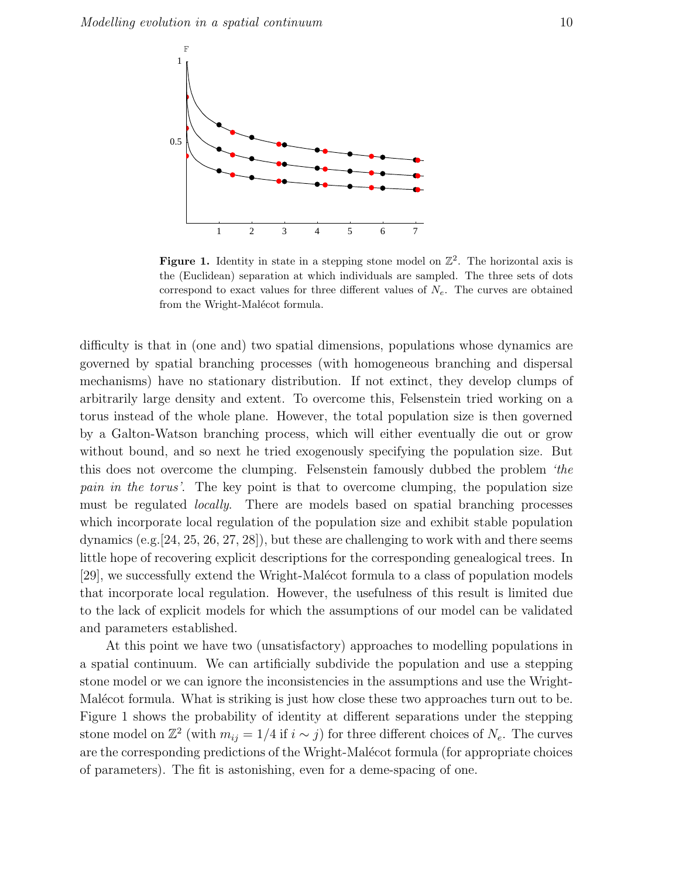**Figure 1.** Identity in state in a stepping stone model on $\mathbb{Z}^2$. The horizontal axis is the (Euclidean) separation at which individuals are sampled. The three sets of dots correspond to exact values for three different values of $N_e$. The curves are obtained from the Wright-Malécot formula.

difficulty is that in (one and) two spatial dimensions, populations whose dynamics are governed by spatial branching processes (with homogeneous branching and dispersal mechanisms) have no stationary distribution. If not extinct, they develop clumps of arbitrarily large density and extent. To overcome this, Felsenstein tried working on a torus instead of the whole plane. However, the total population size is then governed by a Galton-Watson branching process, which will either eventually die out or grow without bound, and so next he tried exogenously specifying the population size. But this does not overcome the clumping. Felsenstein famously dubbed the problem *'the pain in the torus'*. The key point is that to overcome clumping, the population size must be regulated *locally*. There are models based on spatial branching processes which incorporate local regulation of the population size and exhibit stable population dynamics (e.g.[24, 25, 26, 27, 28]), but these are challenging to work with and there seems little hope of recovering explicit descriptions for the corresponding genealogical trees. In [29], we successfully extend the Wright-Malécot formula to a class of population models that incorporate local regulation. However, the usefulness of this result is limited due to the lack of explicit models for which the assumptions of our model can be validated and parameters established.

At this point we have two (unsatisfactory) approaches to modelling populations in a spatial continuum. We can artificially subdivide the population and use a stepping stone model or we can ignore the inconsistencies in the assumptions and use the Wright-Malécot formula. What is striking is just how close these two approaches turn out to be. Figure 1 shows the probability of identity at different separations under the stepping stone model on $\mathbb{Z}^2$ (with $m_{ij} = 1/4$ if $i \sim j$) for three different choices of $N_e$. The curves are the corresponding predictions of the Wright-Malécot formula (for appropriate choices of parameters). The fit is astonishing, even for a deme-spacing of one.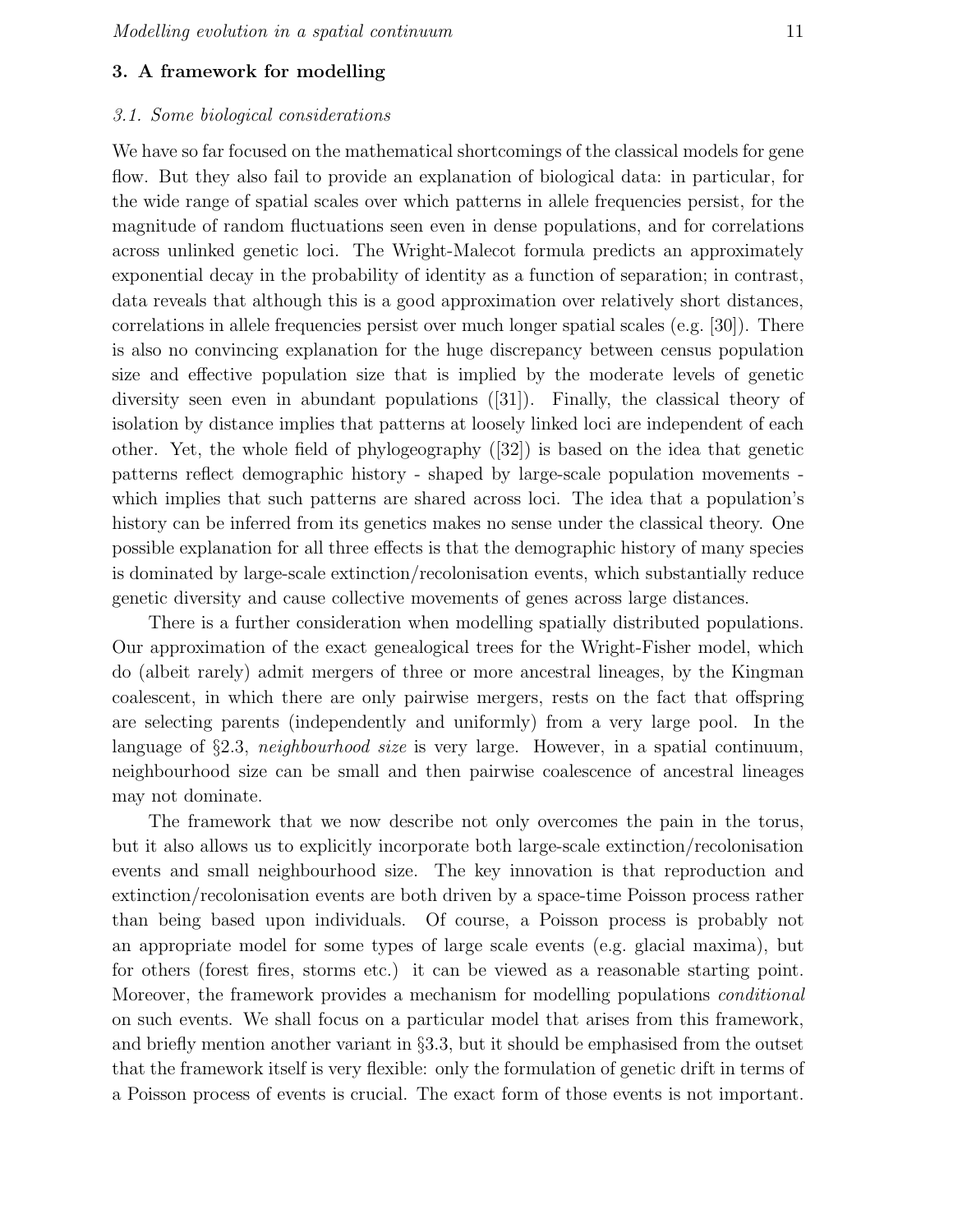## 3. A framework for modelling

### 3.1. Some biological considerations

We have so far focused on the mathematical shortcomings of the classical models for gene flow. But they also fail to provide an explanation of biological data: in particular, for the wide range of spatial scales over which patterns in allele frequencies persist, for the magnitude of random fluctuations seen even in dense populations, and for correlations across unlinked genetic loci. The Wright-Malecot formula predicts an approximately exponential decay in the probability of identity as a function of separation; in contrast, data reveals that although this is a good approximation over relatively short distances, correlations in allele frequencies persist over much longer spatial scales (e.g. [30]). There is also no convincing explanation for the huge discrepancy between census population size and effective population size that is implied by the moderate levels of genetic diversity seen even in abundant populations ([31]). Finally, the classical theory of isolation by distance implies that patterns at loosely linked loci are independent of each other. Yet, the whole field of phylogeography ([32]) is based on the idea that genetic patterns reflect demographic history - shaped by large-scale population movements - which implies that such patterns are shared across loci. The idea that a population's history can be inferred from its genetics makes no sense under the classical theory. One possible explanation for all three effects is that the demographic history of many species is dominated by large-scale extinction/recolonisation events, which substantially reduce genetic diversity and cause collective movements of genes across large distances.

There is a further consideration when modelling spatially distributed populations. Our approximation of the exact genealogical trees for the Wright-Fisher model, which do (albeit rarely) admit mergers of three or more ancestral lineages, by the Kingman coalescent, in which there are only pairwise mergers, rests on the fact that offspring are selecting parents (independently and uniformly) from a very large pool. In the language of §2.3, *neighbourhood size* is very large. However, in a spatial continuum, neighbourhood size can be small and then pairwise coalescence of ancestral lineages may not dominate.

The framework that we now describe not only overcomes the pain in the torus, but it also allows us to explicitly incorporate both large-scale extinction/recolonisation events and small neighbourhood size. The key innovation is that reproduction and extinction/recolonisation events are both driven by a space-time Poisson process rather than being based upon individuals. Of course, a Poisson process is probably not an appropriate model for some types of large scale events (e.g. glacial maxima), but for others (forest fires, storms etc.) it can be viewed as a reasonable starting point. Moreover, the framework provides a mechanism for modelling populations *conditional* on such events. We shall focus on a particular model that arises from this framework, and briefly mention another variant in §3.3, but it should be emphasised from the outset that the framework itself is very flexible: only the formulation of genetic drift in terms of a Poisson process of events is crucial. The exact form of those events is not important.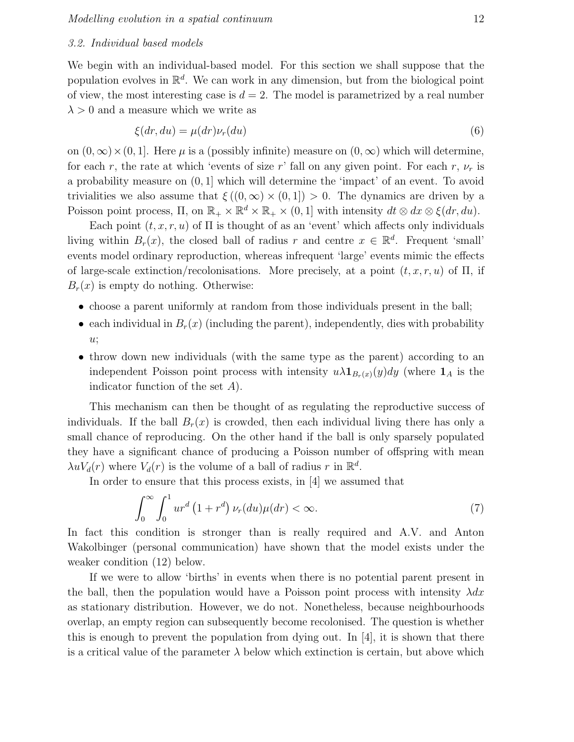### 3.2. Individual based models

We begin with an individual-based model. For this section we shall suppose that the population evolves in $\mathbb{R}^d$. We can work in any dimension, but from the biological point of view, the most interesting case is $d = 2$. The model is parametrized by a real number $\lambda > 0$ and a measure which we write as

$$\xi(dr, du) = \mu(dr)\nu_r(du) \tag{6}$$

on $(0, \infty) \times (0, 1]$. Here $\mu$ is a (possibly infinite) measure on $(0, \infty)$ which will determine, for each $r$, the rate at which 'events of size $r$' fall on any given point. For each $r$, $\nu_r$ is a probability measure on $(0, 1]$ which will determine the 'impact' of an event. To avoid trivialities we also assume that $\xi\left((0, \infty) \times (0, 1]\right) > 0$. The dynamics are driven by a Poisson point process, $\Pi$, on $\mathbb{R}_+ \times \mathbb{R}^d \times \mathbb{R}_+ \times (0, 1]$ with intensity $dt \otimes dx \otimes \xi(dr, du)$.

Each point $(t, x, r, u)$ of $\Pi$ is thought of as an 'event' which affects only individuals living within $B_r(x)$, the closed ball of radius $r$ and centre $x \in \mathbb{R}^d$. Frequent 'small' events model ordinary reproduction, whereas infrequent 'large' events mimic the effects of large-scale extinction/recolonisations. More precisely, at a point $(t, x, r, u)$ of $\Pi$, if $B_r(x)$ is empty do nothing. Otherwise:

- choose a parent uniformly at random from those individuals present in the ball;
- each individual in $B_r(x)$ (including the parent), independently, dies with probability $u$;
- throw down new individuals (with the same type as the parent) according to an independent Poisson point process with intensity $u\lambda \mathbf{1}_{B_r(x)}(y)dy$ (where $\mathbf{1}_A$ is the indicator function of the set $A$).

This mechanism can then be thought of as regulating the reproductive success of individuals. If the ball $B_r(x)$ is crowded, then each individual living there has only a small chance of reproducing. On the other hand if the ball is only sparsely populated they have a significant chance of producing a Poisson number of offspring with mean $\lambda u V_d(r)$ where $V_d(r)$ is the volume of a ball of radius $r$ in $\mathbb{R}^d$.

In order to ensure that this process exists, in [4] we assumed that

$$\int_0^\infty \int_0^1 u r^d \left(1 + r^d\right) \nu_r(du)\mu(dr) < \infty. \tag{7}$$

In fact this condition is stronger than is really required and A.V. and Anton Wakolbinger (personal communication) have shown that the model exists under the weaker condition (12) below.

If we were to allow 'births' in events when there is no potential parent present in the ball, then the population would have a Poisson point process with intensity $\lambda dx$ as stationary distribution. However, we do not. Nonetheless, because neighbourhoods overlap, an empty region can subsequently become recolonised. The question is whether this is enough to prevent the population from dying out. In [4], it is shown that there is a critical value of the parameter $\lambda$ below which extinction is certain, but above which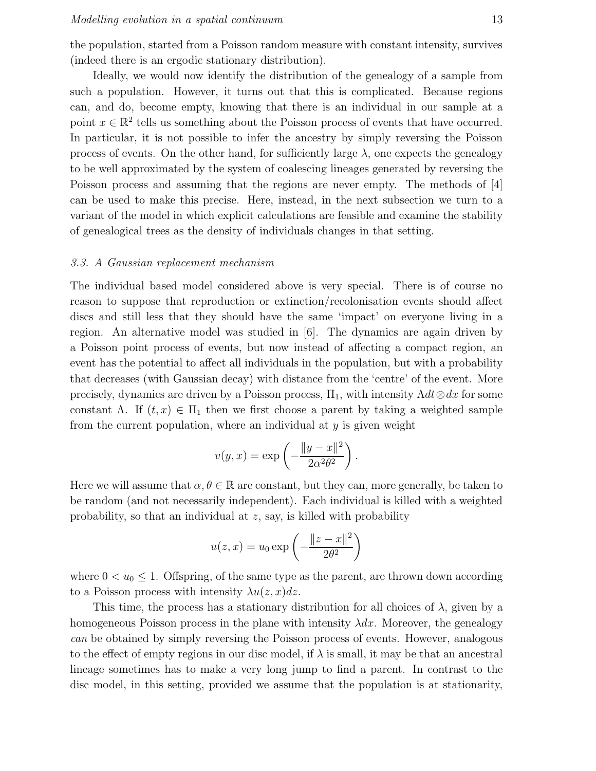the population, started from a Poisson random measure with constant intensity, survives (indeed there is an ergodic stationary distribution).

Ideally, we would now identify the distribution of the genealogy of a sample from such a population. However, it turns out that this is complicated. Because regions can, and do, become empty, knowing that there is an individual in our sample at a point $x \in \mathbb{R}^2$ tells us something about the Poisson process of events that have occurred. In particular, it is not possible to infer the ancestry by simply reversing the Poisson process of events. On the other hand, for sufficiently large $\lambda$, one expects the genealogy to be well approximated by the system of coalescing lineages generated by reversing the Poisson process and assuming that the regions are never empty. The methods of [4] can be used to make this precise. Here, instead, in the next subsection we turn to a variant of the model in which explicit calculations are feasible and examine the stability of genealogical trees as the density of individuals changes in that setting.

### *3.3. A Gaussian replacement mechanism*

The individual based model considered above is very special. There is of course no reason to suppose that reproduction or extinction/recolonisation events should affect discs and still less that they should have the same 'impact' on everyone living in a region. An alternative model was studied in [6]. The dynamics are again driven by a Poisson point process of events, but now instead of affecting a compact region, an event has the potential to affect all individuals in the population, but with a probability that decreases (with Gaussian decay) with distance from the 'centre' of the event. More precisely, dynamics are driven by a Poisson process, $\Pi_1$, with intensity $\Lambda dt \otimes dx$ for some constant $\Lambda$. If $(t, x) \in \Pi_1$ then we first choose a parent by taking a weighted sample from the current population, where an individual at $y$ is given weight

$$v(y, x) = \exp\left(-\frac{\|y - x\|^2}{2\alpha^2\theta^2}\right).$$

Here we will assume that $\alpha, \theta \in \mathbb{R}$ are constant, but they can, more generally, be taken to be random (and not necessarily independent). Each individual is killed with a weighted probability, so that an individual at $z$, say, is killed with probability

$$u(z, x) = u_0 \exp\left(-\frac{\|z - x\|^2}{2\theta^2}\right)$$

where $0 < u_0 \leq 1$. Offspring, of the same type as the parent, are thrown down according to a Poisson process with intensity $\lambda u(z, x)dz$.

This time, the process has a stationary distribution for all choices of $\lambda$, given by a homogeneous Poisson process in the plane with intensity $\lambda dx$. Moreover, the genealogy *can* be obtained by simply reversing the Poisson process of events. However, analogous to the effect of empty regions in our disc model, if $\lambda$ is small, it may be that an ancestral lineage sometimes has to make a very long jump to find a parent. In contrast to the disc model, in this setting, provided we assume that the population is at stationarity,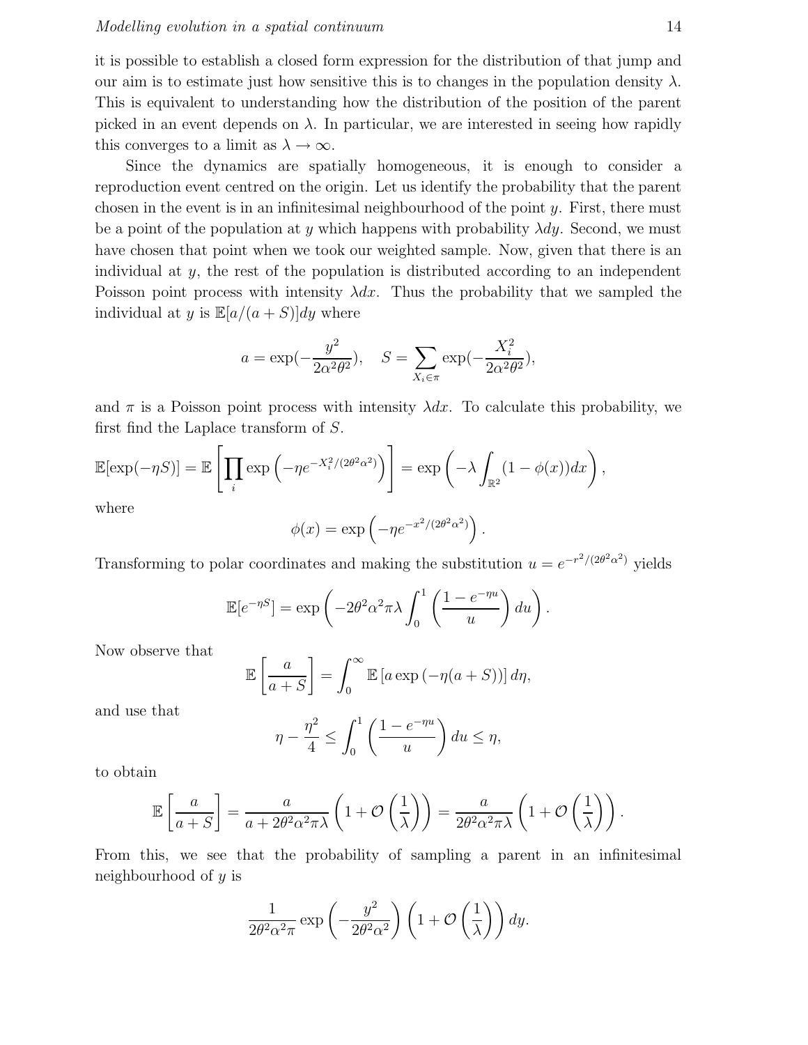it is possible to establish a closed form expression for the distribution of that jump and our aim is to estimate just how sensitive this is to changes in the population density $\lambda$. This is equivalent to understanding how the distribution of the position of the parent picked in an event depends on $\lambda$. In particular, we are interested in seeing how rapidly this converges to a limit as $\lambda \to \infty$.

Since the dynamics are spatially homogeneous, it is enough to consider a reproduction event centred on the origin. Let us identify the probability that the parent chosen in the event is in an infinitesimal neighbourhood of the point $y$. First, there must be a point of the population at $y$ which happens with probability $\lambda dy$. Second, we must have chosen that point when we took our weighted sample. Now, given that there is an individual at $y$, the rest of the population is distributed according to an independent Poisson point process with intensity $\lambda dx$. Thus the probability that we sampled the individual at $y$ is $\mathbb{E}[a/(a+S)]dy$ where

$$a = \exp(-\frac{y^2}{2\alpha^2\theta^2}), \quad S = \sum_{X_i \in \pi} \exp(-\frac{X_i^2}{2\alpha^2\theta^2}),$$

and $\pi$ is a Poisson point process with intensity $\lambda dx$. To calculate this probability, we first find the Laplace transform of $S$.

$$\mathbb{E}[\exp(-\eta S)] = \mathbb{E}\left[\prod_i \exp\left(-\eta e^{-X_i^2/(2\theta^2\alpha^2)}\right)\right] = \exp\left(-\lambda \int_{\mathbb{R}^2} (1-\phi(x))dx\right),$$

where

$$\phi(x) = \exp\left(-\eta e^{-x^2/(2\theta^2\alpha^2)}\right).$$

Transforming to polar coordinates and making the substitution $u = e^{-r^2/(2\theta^2\alpha^2)}$ yields

$$\mathbb{E}[e^{-\eta S}] = \exp\left(-2\theta^2\alpha^2\pi\lambda \int_0^1 \left(\frac{1-e^{-\eta u}}{u}\right) du\right).$$

Now observe that

$$\mathbb{E}\left[\frac{a}{a+S}\right] = \int_0^\infty \mathbb{E}\left[a \exp\left(-\eta(a+S)\right)\right] d\eta,$$

and use that

$$\eta - \frac{\eta^2}{4} \leq \int_0^1 \left(\frac{1-e^{-\eta u}}{u}\right) du \leq \eta,$$

to obtain

$$\mathbb{E}\left[\frac{a}{a+S}\right] = \frac{a}{a+2\theta^2\alpha^2\pi\lambda}\left(1+\mathcal{O}\left(\frac{1}{\lambda}\right)\right) = \frac{a}{2\theta^2\alpha^2\pi\lambda}\left(1+\mathcal{O}\left(\frac{1}{\lambda}\right)\right).$$

From this, we see that the probability of sampling a parent in an infinitesimal neighbourhood of $y$ is

$$\frac{1}{2\theta^2\alpha^2\pi} \exp\left(-\frac{y^2}{2\theta^2\alpha^2}\right)\left(1+\mathcal{O}\left(\frac{1}{\lambda}\right)\right) dy.$$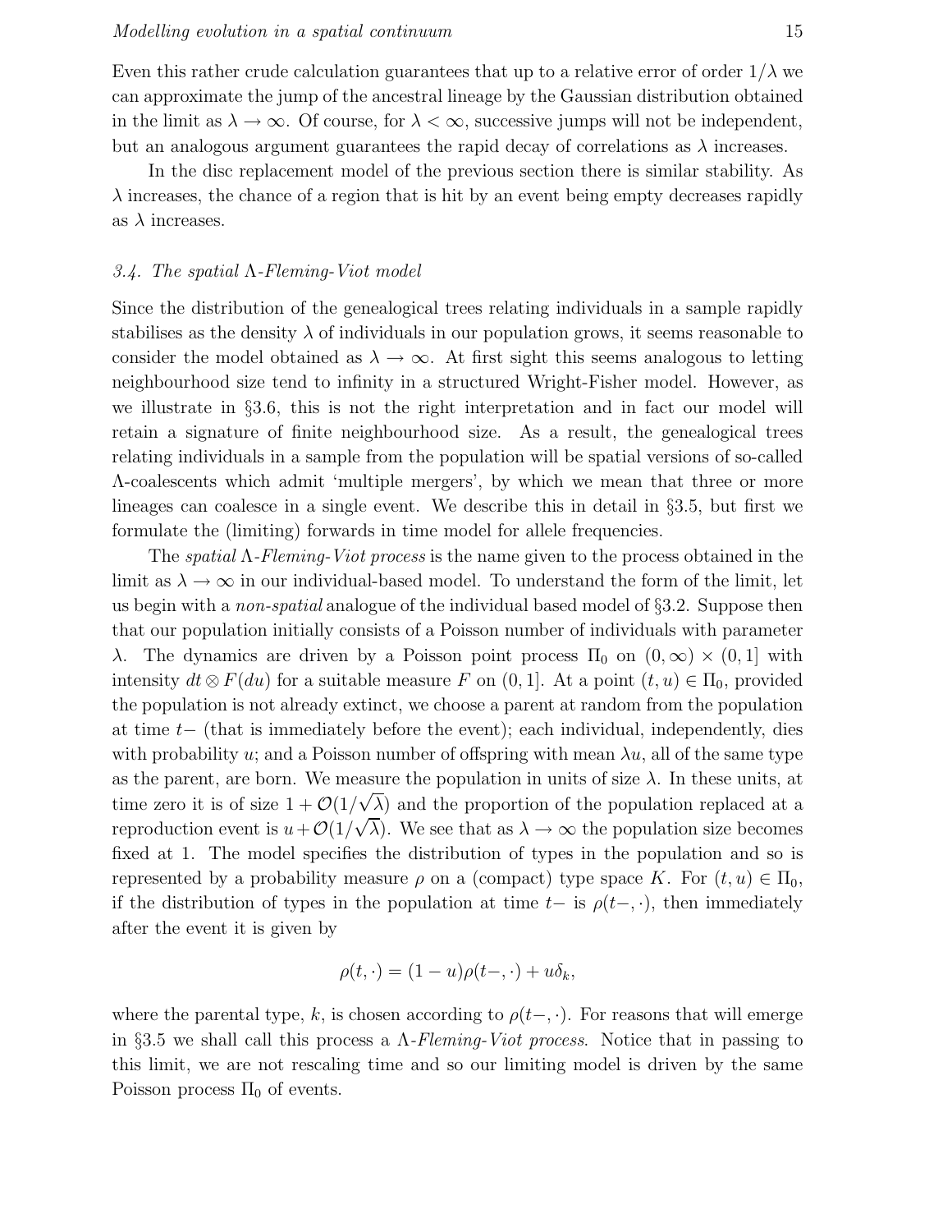Even this rather crude calculation guarantees that up to a relative error of order $1/\lambda$ we can approximate the jump of the ancestral lineage by the Gaussian distribution obtained in the limit as $\lambda \to \infty$. Of course, for $\lambda < \infty$, successive jumps will not be independent, but an analogous argument guarantees the rapid decay of correlations as $\lambda$ increases.

In the disc replacement model of the previous section there is similar stability. As $\lambda$ increases, the chance of a region that is hit by an event being empty decreases rapidly as $\lambda$ increases.

### *3.4. The spatial $\Lambda$-Fleming-Viot model*

Since the distribution of the genealogical trees relating individuals in a sample rapidly stabilises as the density $\lambda$ of individuals in our population grows, it seems reasonable to consider the model obtained as $\lambda \to \infty$. At first sight this seems analogous to letting neighbourhood size tend to infinity in a structured Wright-Fisher model. However, as we illustrate in §3.6, this is not the right interpretation and in fact our model will retain a signature of finite neighbourhood size. As a result, the genealogical trees relating individuals in a sample from the population will be spatial versions of so-called $\Lambda$-coalescents which admit 'multiple mergers', by which we mean that three or more lineages can coalesce in a single event. We describe this in detail in §3.5, but first we formulate the (limiting) forwards in time model for allele frequencies.

The *spatial $\Lambda$-Fleming-Viot process* is the name given to the process obtained in the limit as $\lambda \to \infty$ in our individual-based model. To understand the form of the limit, let us begin with a *non-spatial* analogue of the individual based model of §3.2. Suppose then that our population initially consists of a Poisson number of individuals with parameter $\lambda$. The dynamics are driven by a Poisson point process $\Pi_0$ on $(0, \infty) \times (0, 1]$ with intensity $dt \otimes F(du)$ for a suitable measure $F$ on $(0, 1]$. At a point $(t, u) \in \Pi_0$, provided the population is not already extinct, we choose a parent at random from the population at time $t-$ (that is immediately before the event); each individual, independently, dies with probability $u$; and a Poisson number of offspring with mean $\lambda u$, all of the same type as the parent, are born. We measure the population in units of size $\lambda$. In these units, at time zero it is of size $1 + \mathcal{O}(1/\sqrt{\lambda})$ and the proportion of the population replaced at a reproduction event is $u + \mathcal{O}(1/\sqrt{\lambda})$. We see that as $\lambda \to \infty$ the population size becomes fixed at 1. The model specifies the distribution of types in the population and so is represented by a probability measure $\rho$ on a (compact) type space $K$. For $(t, u) \in \Pi_0$, if the distribution of types in the population at time $t-$ is $\rho(t-, \cdot)$, then immediately after the event it is given by

$$\rho(t, \cdot) = (1 - u)\rho(t-, \cdot) + u\delta_k,$$

where the parental type, $k$, is chosen according to $\rho(t-, \cdot)$. For reasons that will emerge in §3.5 we shall call this process a *$\Lambda$-Fleming-Viot process*. Notice that in passing to this limit, we are not rescaling time and so our limiting model is driven by the same Poisson process $\Pi_0$ of events.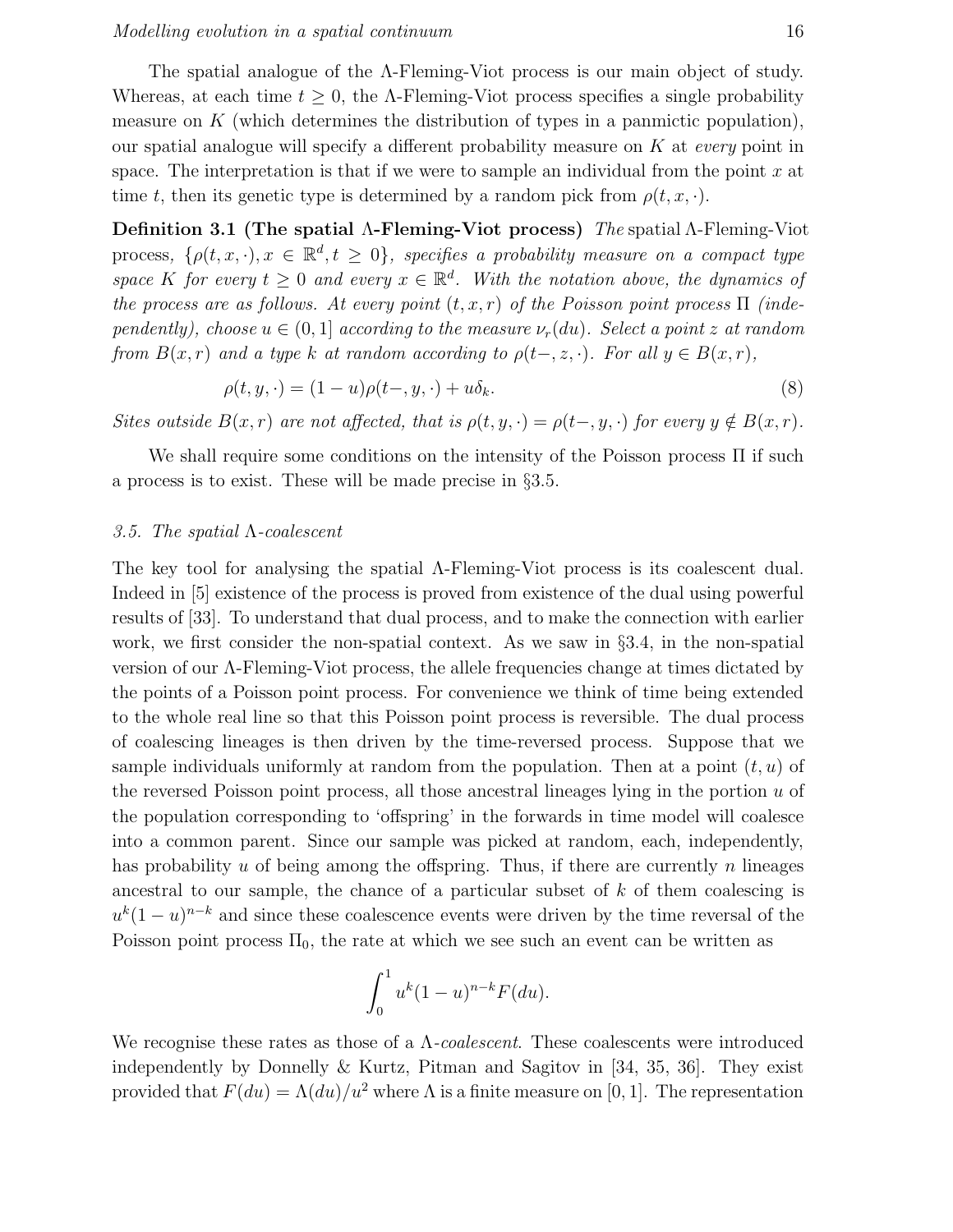The spatial analogue of the Λ-Fleming-Viot process is our main object of study. Whereas, at each time $t \geq 0$, the Λ-Fleming-Viot process specifies a single probability measure on $K$ (which determines the distribution of types in a panmictic population), our spatial analogue will specify a different probability measure on $K$ at *every* point in space. The interpretation is that if we were to sample an individual from the point $x$ at time $t$, then its genetic type is determined by a random pick from $\rho(t, x, \cdot)$.

**Definition 3.1 (The spatial Λ-Fleming-Viot process)** *The* spatial Λ-Fleming-Viot process, $\{\rho(t, x, \cdot), x \in \mathbb{R}^d, t \geq 0\}$, *specifies a probability measure on a compact type space $K$ for every $t \geq 0$ and every $x \in \mathbb{R}^d$. With the notation above, the dynamics of the process are as follows. At every point $(t, x, r)$ of the Poisson point process $\Pi$ (independently), choose $u \in (0, 1]$ according to the measure $\nu_r(du)$. Select a point $z$ at random from $B(x, r)$ and a type $k$ at random according to $\rho(t-, z, \cdot)$. For all $y \in B(x, r)$,*

$$\rho(t, y, \cdot) = (1 - u)\rho(t-, y, \cdot) + u\delta_k. \tag{8}$$

*Sites outside $B(x, r)$ are not affected, that is $\rho(t, y, \cdot) = \rho(t-, y, \cdot)$ for every $y \notin B(x, r)$.*

We shall require some conditions on the intensity of the Poisson process $\Pi$ if such a process is to exist. These will be made precise in §3.5.

### *3.5. The spatial Λ-coalescent*

The key tool for analysing the spatial Λ-Fleming-Viot process is its coalescent dual. Indeed in [5] existence of the process is proved from existence of the dual using powerful results of [33]. To understand that dual process, and to make the connection with earlier work, we first consider the non-spatial context. As we saw in §3.4, in the non-spatial version of our Λ-Fleming-Viot process, the allele frequencies change at times dictated by the points of a Poisson point process. For convenience we think of time being extended to the whole real line so that this Poisson point process is reversible. The dual process of coalescing lineages is then driven by the time-reversed process. Suppose that we sample individuals uniformly at random from the population. Then at a point $(t, u)$ of the reversed Poisson point process, all those ancestral lineages lying in the portion $u$ of the population corresponding to 'offspring' in the forwards in time model will coalesce into a common parent. Since our sample was picked at random, each, independently, has probability $u$ of being among the offspring. Thus, if there are currently $n$ lineages ancestral to our sample, the chance of a particular subset of $k$ of them coalescing is $u^k(1 - u)^{n-k}$ and since these coalescence events were driven by the time reversal of the Poisson point process $\Pi_0$, the rate at which we see such an event can be written as

$$\int_0^1 u^k(1 - u)^{n-k} F(du).$$

We recognise these rates as those of a *Λ-coalescent*. These coalescents were introduced independently by Donnelly & Kurtz, Pitman and Sagitov in [34, 35, 36]. They exist provided that $F(du) = \Lambda(du)/u^2$ where $\Lambda$ is a finite measure on $[0, 1]$. The representation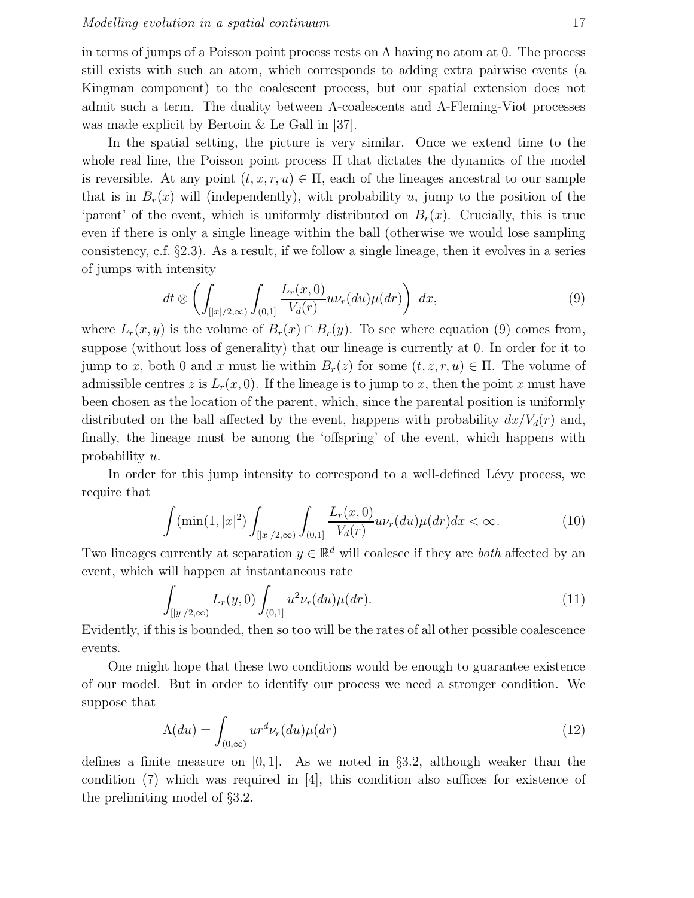in terms of jumps of a Poisson point process rests on $\Lambda$ having no atom at 0. The process still exists with such an atom, which corresponds to adding extra pairwise events (a Kingman component) to the coalescent process, but our spatial extension does not admit such a term. The duality between $\Lambda$-coalescents and $\Lambda$-Fleming-Viot processes was made explicit by Bertoin & Le Gall in [37].

In the spatial setting, the picture is very similar. Once we extend time to the whole real line, the Poisson point process $\Pi$ that dictates the dynamics of the model is reversible. At any point $(t, x, r, u) \in \Pi$, each of the lineages ancestral to our sample that is in $B_r(x)$ will (independently), with probability $u$, jump to the position of the 'parent' of the event, which is uniformly distributed on $B_r(x)$. Crucially, this is true even if there is only a single lineage within the ball (otherwise we would lose sampling consistency, c.f. §2.3). As a result, if we follow a single lineage, then it evolves in a series of jumps with intensity

$$dt \otimes \left( \int_{[|x|/2,\infty)} \int_{(0,1]} \frac{L_r(x,0)}{V_d(r)} u\nu_r(du)\mu(dr) \right) \; dx, \tag{9}$$

where $L_r(x, y)$ is the volume of $B_r(x) \cap B_r(y)$. To see where equation (9) comes from, suppose (without loss of generality) that our lineage is currently at 0. In order for it to jump to $x$, both 0 and $x$ must lie within $B_r(z)$ for some $(t, z, r, u) \in \Pi$. The volume of admissible centres $z$ is $L_r(x, 0)$. If the lineage is to jump to $x$, then the point $x$ must have been chosen as the location of the parent, which, since the parental position is uniformly distributed on the ball affected by the event, happens with probability $dx/V_d(r)$ and, finally, the lineage must be among the 'offspring' of the event, which happens with probability $u$.

In order for this jump intensity to correspond to a well-defined Lévy process, we require that

$$\int (\min(1, |x|^2) \int_{[|x|/2,\infty)} \int_{(0,1]} \frac{L_r(x,0)}{V_d(r)} u\nu_r(du)\mu(dr) dx < \infty. \tag{10}$$

Two lineages currently at separation $y \in \mathbb{R}^d$ will coalesce if they are *both* affected by an event, which will happen at instantaneous rate

$$\int_{[|y|/2,\infty)} L_r(y,0) \int_{(0,1]} u^2 \nu_r(du)\mu(dr). \tag{11}$$

Evidently, if this is bounded, then so too will be the rates of all other possible coalescence events.

One might hope that these two conditions would be enough to guarantee existence of our model. But in order to identify our process we need a stronger condition. We suppose that

$$\Lambda(du) = \int_{(0,\infty)} u r^d \nu_r(du)\mu(dr) \tag{12}$$

defines a finite measure on $[0, 1]$. As we noted in §3.2, although weaker than the condition (7) which was required in [4], this condition also suffices for existence of the prelimiting model of §3.2.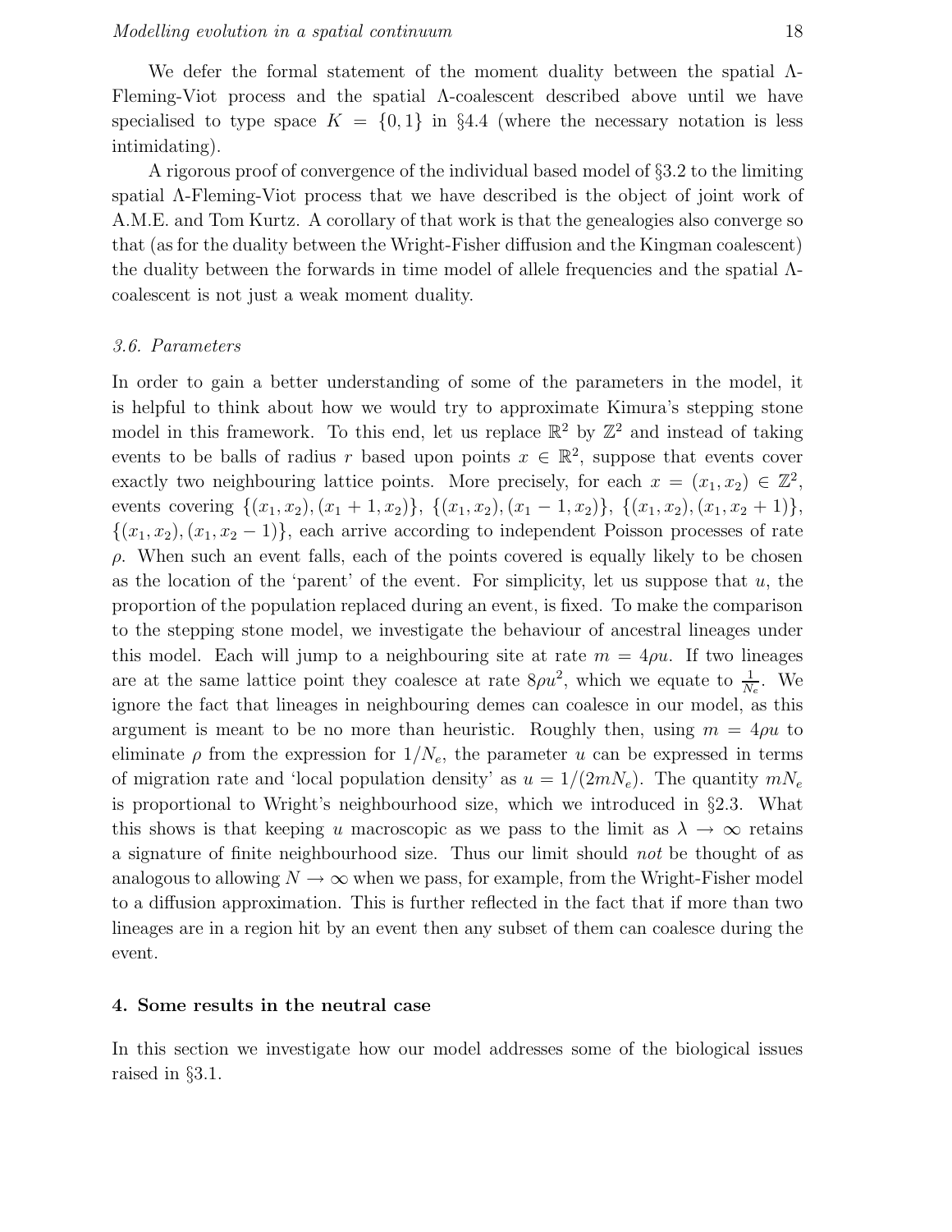We defer the formal statement of the moment duality between the spatial Λ-Fleming-Viot process and the spatial Λ-coalescent described above until we have specialised to type space $K = \{0, 1\}$ in §4.4 (where the necessary notation is less intimidating).

A rigorous proof of convergence of the individual based model of §3.2 to the limiting spatial Λ-Fleming-Viot process that we have described is the object of joint work of A.M.E. and Tom Kurtz. A corollary of that work is that the genealogies also converge so that (as for the duality between the Wright-Fisher diffusion and the Kingman coalescent) the duality between the forwards in time model of allele frequencies and the spatial Λ-coalescent is not just a weak moment duality.

### *3.6. Parameters*

In order to gain a better understanding of some of the parameters in the model, it is helpful to think about how we would try to approximate Kimura's stepping stone model in this framework. To this end, let us replace $\mathbb{R}^2$ by $\mathbb{Z}^2$ and instead of taking events to be balls of radius $r$ based upon points $x \in \mathbb{R}^2$, suppose that events cover exactly two neighbouring lattice points. More precisely, for each $x = (x_1, x_2) \in \mathbb{Z}^2$, events covering $\{(x_1, x_2), (x_1 + 1, x_2)\}$, $\{(x_1, x_2), (x_1 - 1, x_2)\}$, $\{(x_1, x_2), (x_1, x_2 + 1)\}$, $\{(x_1, x_2), (x_1, x_2 - 1)\}$, each arrive according to independent Poisson processes of rate $\rho$. When such an event falls, each of the points covered is equally likely to be chosen as the location of the 'parent' of the event. For simplicity, let us suppose that $u$, the proportion of the population replaced during an event, is fixed. To make the comparison to the stepping stone model, we investigate the behaviour of ancestral lineages under this model. Each will jump to a neighbouring site at rate $m = 4\rho u$. If two lineages are at the same lattice point they coalesce at rate $8\rho u^2$, which we equate to $\frac{1}{N_e}$. We ignore the fact that lineages in neighbouring demes can coalesce in our model, as this argument is meant to be no more than heuristic. Roughly then, using $m = 4\rho u$ to eliminate $\rho$ from the expression for $1/N_e$, the parameter $u$ can be expressed in terms of migration rate and 'local population density' as $u = 1/(2mN_e)$. The quantity $mN_e$ is proportional to Wright's neighbourhood size, which we introduced in §2.3. What this shows is that keeping $u$ macroscopic as we pass to the limit as $\lambda \to \infty$ retains a signature of finite neighbourhood size. Thus our limit should *not* be thought of as analogous to allowing $N \to \infty$ when we pass, for example, from the Wright-Fisher model to a diffusion approximation. This is further reflected in the fact that if more than two lineages are in a region hit by an event then any subset of them can coalesce during the event.

## 4. Some results in the neutral case

In this section we investigate how our model addresses some of the biological issues raised in §3.1.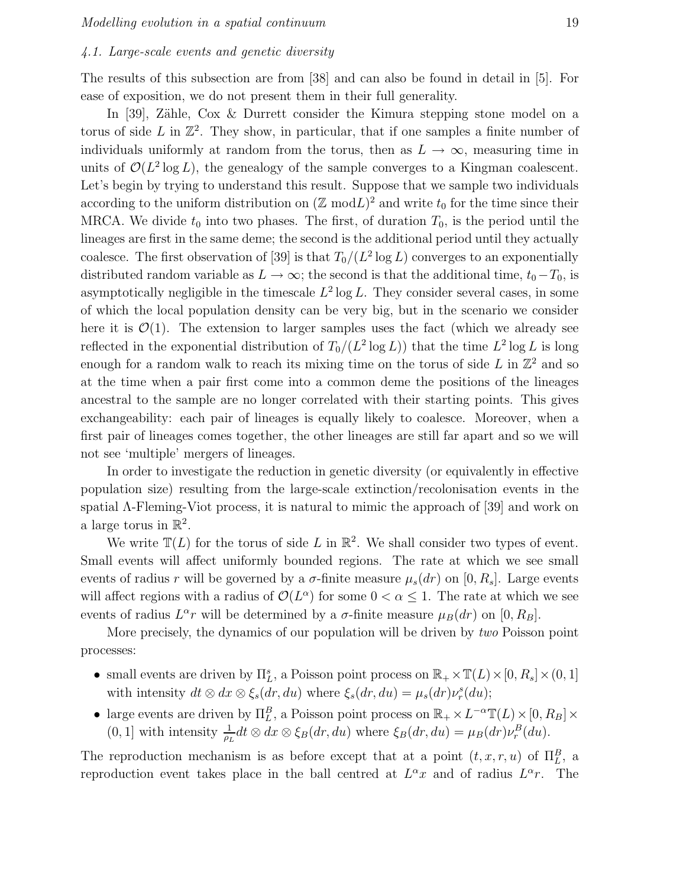### 4.1. Large-scale events and genetic diversity

The results of this subsection are from [38] and can also be found in detail in [5]. For ease of exposition, we do not present them in their full generality.

In [39], Zähle, Cox & Durrett consider the Kimura stepping stone model on a torus of side $L$ in $\mathbb{Z}^2$. They show, in particular, that if one samples a finite number of individuals uniformly at random from the torus, then as $L \to \infty$, measuring time in units of $\mathcal{O}(L^2 \log L)$, the genealogy of the sample converges to a Kingman coalescent. Let's begin by trying to understand this result. Suppose that we sample two individuals according to the uniform distribution on $(\mathbb{Z} \bmod L)^2$ and write $t_0$ for the time since their MRCA. We divide $t_0$ into two phases. The first, of duration $T_0$, is the period until the lineages are first in the same deme; the second is the additional period until they actually coalesce. The first observation of [39] is that $T_0/(L^2 \log L)$ converges to an exponentially distributed random variable as $L \to \infty$; the second is that the additional time, $t_0 - T_0$, is asymptotically negligible in the timescale $L^2 \log L$. They consider several cases, in some of which the local population density can be very big, but in the scenario we consider here it is $\mathcal{O}(1)$. The extension to larger samples uses the fact (which we already see reflected in the exponential distribution of $T_0/(L^2 \log L)$) that the time $L^2 \log L$ is long enough for a random walk to reach its mixing time on the torus of side $L$ in $\mathbb{Z}^2$ and so at the time when a pair first come into a common deme the positions of the lineages ancestral to the sample are no longer correlated with their starting points. This gives exchangeability: each pair of lineages is equally likely to coalesce. Moreover, when a first pair of lineages comes together, the other lineages are still far apart and so we will not see 'multiple' mergers of lineages.

In order to investigate the reduction in genetic diversity (or equivalently in effective population size) resulting from the large-scale extinction/recolonisation events in the spatial $\Lambda$-Fleming-Viot process, it is natural to mimic the approach of [39] and work on a large torus in $\mathbb{R}^2$.

We write $\mathbb{T}(L)$ for the torus of side $L$ in $\mathbb{R}^2$. We shall consider two types of event. Small events will affect uniformly bounded regions. The rate at which we see small events of radius $r$ will be governed by a $\sigma$-finite measure $\mu_s(dr)$ on $[0, R_s]$. Large events will affect regions with a radius of $\mathcal{O}(L^\alpha)$ for some $0 < \alpha \leq 1$. The rate at which we see events of radius $L^\alpha r$ will be determined by a $\sigma$-finite measure $\mu_B(dr)$ on $[0, R_B]$.

More precisely, the dynamics of our population will be driven by *two* Poisson point processes:

- small events are driven by $\Pi_L^s$, a Poisson point process on $\mathbb{R}_+ \times \mathbb{T}(L) \times [0, R_s] \times (0, 1]$ with intensity $dt \otimes dx \otimes \xi_s(dr, du)$ where $\xi_s(dr, du) = \mu_s(dr)\nu_r^s(du)$;
- large events are driven by $\Pi_L^B$, a Poisson point process on $\mathbb{R}_+ \times L^{-\alpha}\mathbb{T}(L) \times [0, R_B] \times (0, 1]$ with intensity $\frac{1}{\rho_L} dt \otimes dx \otimes \xi_B(dr, du)$ where $\xi_B(dr, du) = \mu_B(dr)\nu_r^B(du)$.

The reproduction mechanism is as before except that at a point $(t, x, r, u)$ of $\Pi_L^B$, a reproduction event takes place in the ball centred at $L^\alpha x$ and of radius $L^\alpha r$. The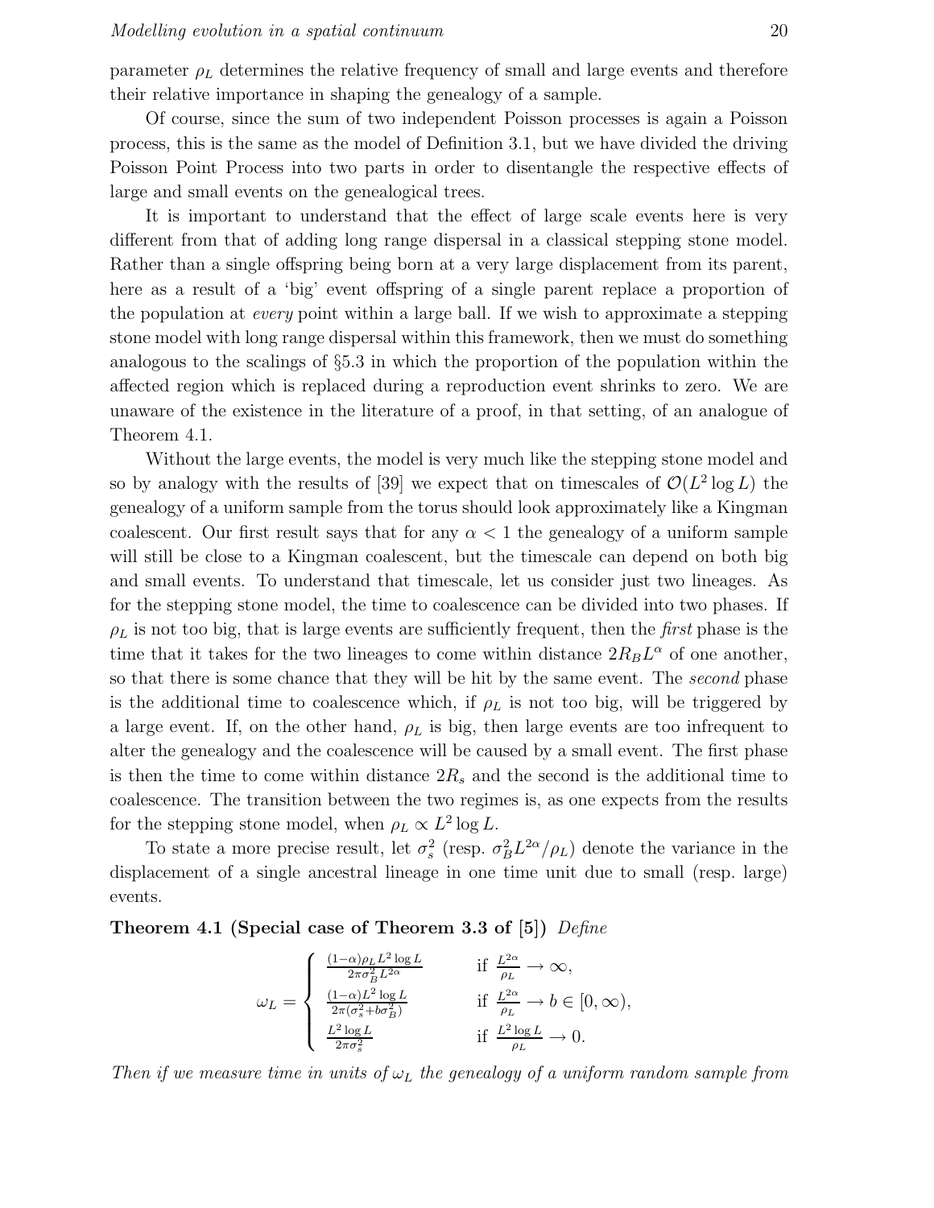parameter $\rho_L$ determines the relative frequency of small and large events and therefore their relative importance in shaping the genealogy of a sample.

Of course, since the sum of two independent Poisson processes is again a Poisson process, this is the same as the model of Definition 3.1, but we have divided the driving Poisson Point Process into two parts in order to disentangle the respective effects of large and small events on the genealogical trees.

It is important to understand that the effect of large scale events here is very different from that of adding long range dispersal in a classical stepping stone model. Rather than a single offspring being born at a very large displacement from its parent, here as a result of a 'big' event offspring of a single parent replace a proportion of the population at *every* point within a large ball. If we wish to approximate a stepping stone model with long range dispersal within this framework, then we must do something analogous to the scalings of §5.3 in which the proportion of the population within the affected region which is replaced during a reproduction event shrinks to zero. We are unaware of the existence in the literature of a proof, in that setting, of an analogue of Theorem 4.1.

Without the large events, the model is very much like the stepping stone model and so by analogy with the results of [39] we expect that on timescales of $\mathcal{O}(L^2 \log L)$ the genealogy of a uniform sample from the torus should look approximately like a Kingman coalescent. Our first result says that for any $\alpha < 1$ the genealogy of a uniform sample will still be close to a Kingman coalescent, but the timescale can depend on both big and small events. To understand that timescale, let us consider just two lineages. As for the stepping stone model, the time to coalescence can be divided into two phases. If $\rho_L$ is not too big, that is large events are sufficiently frequent, then the *first* phase is the time that it takes for the two lineages to come within distance $2R_B L^\alpha$ of one another, so that there is some chance that they will be hit by the same event. The *second* phase is the additional time to coalescence which, if $\rho_L$ is not too big, will be triggered by a large event. If, on the other hand, $\rho_L$ is big, then large events are too infrequent to alter the genealogy and the coalescence will be caused by a small event. The first phase is then the time to come within distance $2R_s$ and the second is the additional time to coalescence. The transition between the two regimes is, as one expects from the results for the stepping stone model, when $\rho_L \propto L^2 \log L$.

To state a more precise result, let $\sigma_s^2$ (resp. $\sigma_B^2 L^{2\alpha}/\rho_L$) denote the variance in the displacement of a single ancestral lineage in one time unit due to small (resp. large) events.

**Theorem 4.1 (Special case of Theorem 3.3 of [5])** *Define*

$$\omega_L = \begin{cases} \frac{(1-\alpha)\rho_L L^2 \log L}{2\pi\sigma_B^2 L^{2\alpha}} & \text{if } \frac{L^{2\alpha}}{\rho_L} \to \infty, \\ \frac{(1-\alpha)L^2 \log L}{2\pi(\sigma_s^2 + b\sigma_B^2)} & \text{if } \frac{L^{2\alpha}}{\rho_L} \to b \in [0,\infty), \\ \frac{L^2 \log L}{2\pi\sigma_s^2} & \text{if } \frac{L^2 \log L}{\rho_L} \to 0. \end{cases}$$

*Then if we measure time in units of $\omega_L$ the genealogy of a uniform random sample from*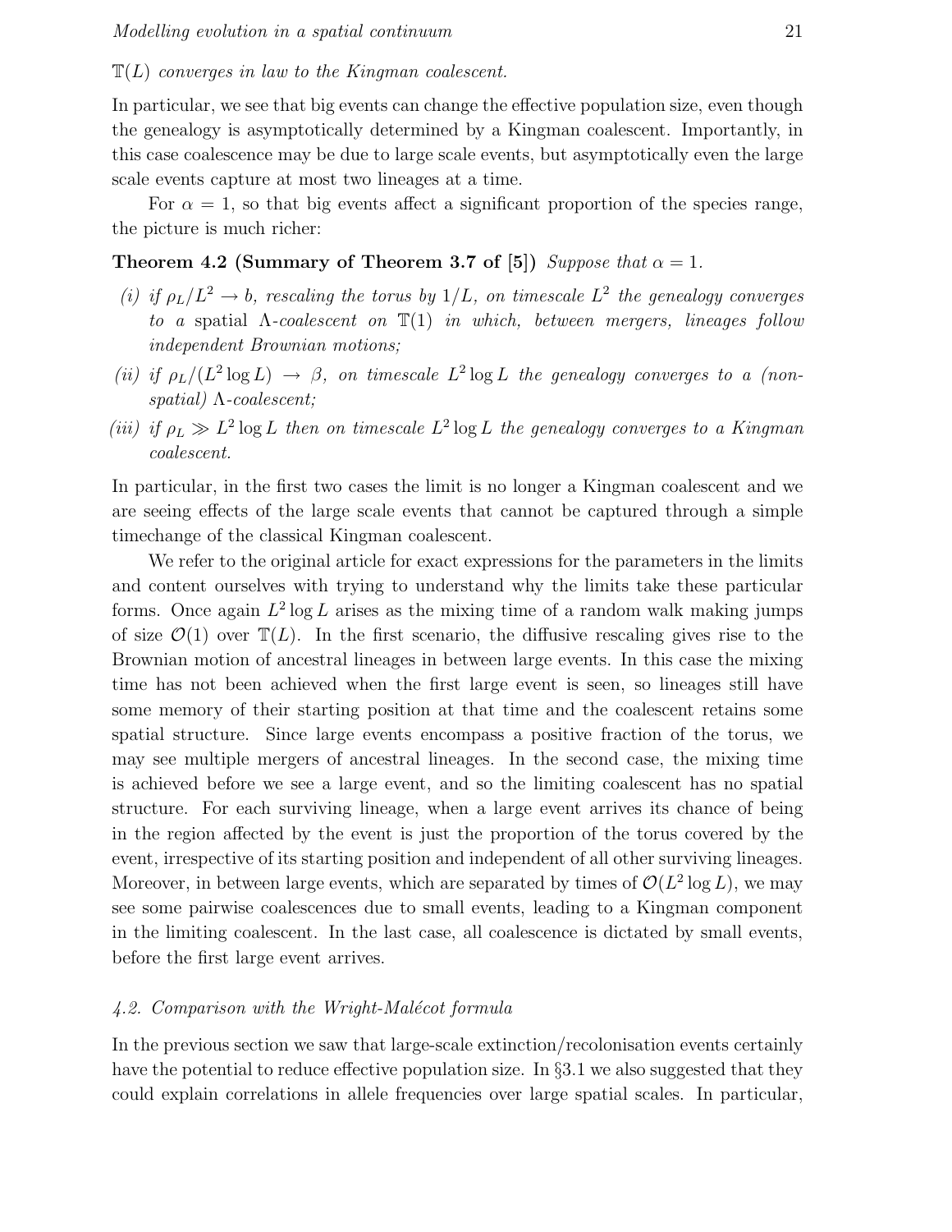$\mathbb{T}(L)$ *converges in law to the Kingman coalescent.*

In particular, we see that big events can change the effective population size, even though the genealogy is asymptotically determined by a Kingman coalescent. Importantly, in this case coalescence may be due to large scale events, but asymptotically even the large scale events capture at most two lineages at a time.

For $\alpha = 1$, so that big events affect a significant proportion of the species range, the picture is much richer:

**Theorem 4.2 (Summary of Theorem 3.7 of [5])** *Suppose that* $\alpha = 1$.

*(i) if* $\rho_L/L^2 \to b$*, rescaling the torus by* $1/L$*, on timescale* $L^2$ *the genealogy converges to a* spatial $\Lambda$-coalescent *on* $\mathbb{T}(1)$ *in which, between mergers, lineages follow independent Brownian motions;*

*(ii) if* $\rho_L/(L^2 \log L) \to \beta$*, on timescale* $L^2 \log L$ *the genealogy converges to a (non-spatial)* $\Lambda$*-coalescent;*

*(iii) if* $\rho_L \gg L^2 \log L$ *then on timescale* $L^2 \log L$ *the genealogy converges to a Kingman coalescent.*

In particular, in the first two cases the limit is no longer a Kingman coalescent and we are seeing effects of the large scale events that cannot be captured through a simple timechange of the classical Kingman coalescent.

We refer to the original article for exact expressions for the parameters in the limits and content ourselves with trying to understand why the limits take these particular forms. Once again $L^2 \log L$ arises as the mixing time of a random walk making jumps of size $\mathcal{O}(1)$ over $\mathbb{T}(L)$. In the first scenario, the diffusive rescaling gives rise to the Brownian motion of ancestral lineages in between large events. In this case the mixing time has not been achieved when the first large event is seen, so lineages still have some memory of their starting position at that time and the coalescent retains some spatial structure. Since large events encompass a positive fraction of the torus, we may see multiple mergers of ancestral lineages. In the second case, the mixing time is achieved before we see a large event, and so the limiting coalescent has no spatial structure. For each surviving lineage, when a large event arrives its chance of being in the region affected by the event is just the proportion of the torus covered by the event, irrespective of its starting position and independent of all other surviving lineages. Moreover, in between large events, which are separated by times of $\mathcal{O}(L^2 \log L)$, we may see some pairwise coalescences due to small events, leading to a Kingman component in the limiting coalescent. In the last case, all coalescence is dictated by small events, before the first large event arrives.

### *4.2. Comparison with the Wright-Malécot formula*

In the previous section we saw that large-scale extinction/recolonisation events certainly have the potential to reduce effective population size. In §3.1 we also suggested that they could explain correlations in allele frequencies over large spatial scales. In particular,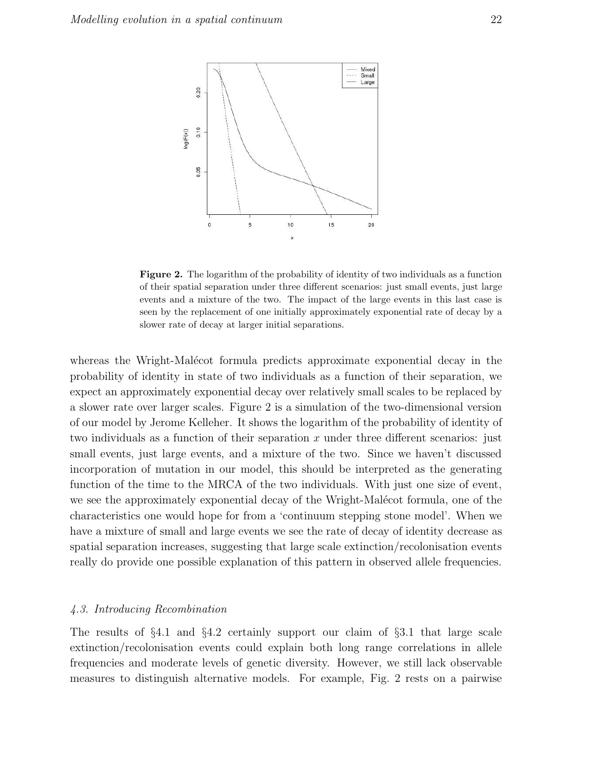**Figure 2.** The logarithm of the probability of identity of two individuals as a function of their spatial separation under three different scenarios: just small events, just large events and a mixture of the two. The impact of the large events in this last case is seen by the replacement of one initially approximately exponential rate of decay by a slower rate of decay at larger initial separations.

whereas the Wright-Malécot formula predicts approximate exponential decay in the probability of identity in state of two individuals as a function of their separation, we expect an approximately exponential decay over relatively small scales to be replaced by a slower rate over larger scales. Figure 2 is a simulation of the two-dimensional version of our model by Jerome Kelleher. It shows the logarithm of the probability of identity of two individuals as a function of their separation $x$ under three different scenarios: just small events, just large events, and a mixture of the two. Since we haven't discussed incorporation of mutation in our model, this should be interpreted as the generating function of the time to the MRCA of the two individuals. With just one size of event, we see the approximately exponential decay of the Wright-Malécot formula, one of the characteristics one would hope for from a 'continuum stepping stone model'. When we have a mixture of small and large events we see the rate of decay of identity decrease as spatial separation increases, suggesting that large scale extinction/recolonisation events really do provide one possible explanation of this pattern in observed allele frequencies.

### *4.3. Introducing Recombination*

The results of §4.1 and §4.2 certainly support our claim of §3.1 that large scale extinction/recolonisation events could explain both long range correlations in allele frequencies and moderate levels of genetic diversity. However, we still lack observable measures to distinguish alternative models. For example, Fig. 2 rests on a pairwise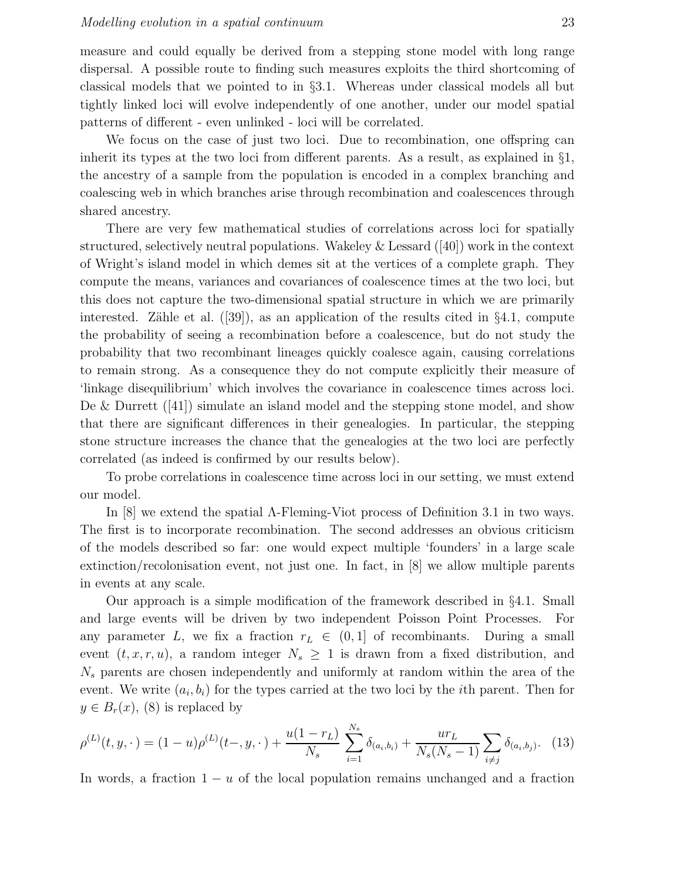measure and could equally be derived from a stepping stone model with long range dispersal. A possible route to finding such measures exploits the third shortcoming of classical models that we pointed to in §3.1. Whereas under classical models all but tightly linked loci will evolve independently of one another, under our model spatial patterns of different - even unlinked - loci will be correlated.

We focus on the case of just two loci. Due to recombination, one offspring can inherit its types at the two loci from different parents. As a result, as explained in §1, the ancestry of a sample from the population is encoded in a complex branching and coalescing web in which branches arise through recombination and coalescences through shared ancestry.

There are very few mathematical studies of correlations across loci for spatially structured, selectively neutral populations. Wakeley & Lessard ([40]) work in the context of Wright's island model in which demes sit at the vertices of a complete graph. They compute the means, variances and covariances of coalescence times at the two loci, but this does not capture the two-dimensional spatial structure in which we are primarily interested. Zähle et al. ([39]), as an application of the results cited in §4.1, compute the probability of seeing a recombination before a coalescence, but do not study the probability that two recombinant lineages quickly coalesce again, causing correlations to remain strong. As a consequence they do not compute explicitly their measure of 'linkage disequilibrium' which involves the covariance in coalescence times across loci. De & Durrett ([41]) simulate an island model and the stepping stone model, and show that there are significant differences in their genealogies. In particular, the stepping stone structure increases the chance that the genealogies at the two loci are perfectly correlated (as indeed is confirmed by our results below).

To probe correlations in coalescence time across loci in our setting, we must extend our model.

In [8] we extend the spatial $\Lambda$-Fleming-Viot process of Definition 3.1 in two ways. The first is to incorporate recombination. The second addresses an obvious criticism of the models described so far: one would expect multiple 'founders' in a large scale extinction/recolonisation event, not just one. In fact, in [8] we allow multiple parents in events at any scale.

Our approach is a simple modification of the framework described in §4.1. Small and large events will be driven by two independent Poisson Point Processes. For any parameter $L$, we fix a fraction $r_L \in (0,1]$ of recombinants. During a small event $(t, x, r, u)$, a random integer $N_s \geq 1$ is drawn from a fixed distribution, and $N_s$ parents are chosen independently and uniformly at random within the area of the event. We write $(a_i, b_i)$ for the types carried at the two loci by the $i$th parent. Then for $y \in B_r(x)$, (8) is replaced by

$$\rho^{(L)}(t, y, \cdot\,) = (1-u)\rho^{(L)}(t-, y, \cdot\,) + \frac{u(1-r_L)}{N_s}\sum_{i=1}^{N_s}\delta_{(a_i,b_i)} + \frac{ur_L}{N_s(N_s-1)}\sum_{i\neq j}\delta_{(a_i,b_j)}. \quad (13)$$

In words, a fraction $1-u$ of the local population remains unchanged and a fraction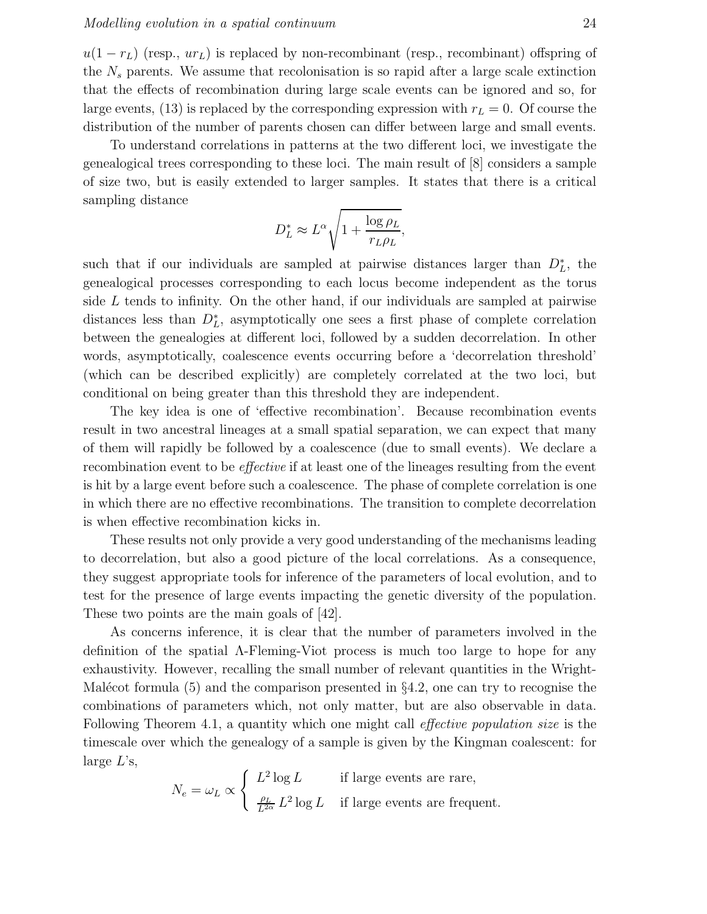$u(1 - r_L)$ (resp., $ur_L$) is replaced by non-recombinant (resp., recombinant) offspring of the $N_s$ parents. We assume that recolonisation is so rapid after a large scale extinction that the effects of recombination during large scale events can be ignored and so, for large events, (13) is replaced by the corresponding expression with $r_L = 0$. Of course the distribution of the number of parents chosen can differ between large and small events.

To understand correlations in patterns at the two different loci, we investigate the genealogical trees corresponding to these loci. The main result of [8] considers a sample of size two, but is easily extended to larger samples. It states that there is a critical sampling distance

$$D_L^* \approx L^\alpha \sqrt{1 + \frac{\log \rho_L}{r_L \rho_L}},$$

such that if our individuals are sampled at pairwise distances larger than $D_L^*$, the genealogical processes corresponding to each locus become independent as the torus side $L$ tends to infinity. On the other hand, if our individuals are sampled at pairwise distances less than $D_L^*$, asymptotically one sees a first phase of complete correlation between the genealogies at different loci, followed by a sudden decorrelation. In other words, asymptotically, coalescence events occurring before a 'decorrelation threshold' (which can be described explicitly) are completely correlated at the two loci, but conditional on being greater than this threshold they are independent.

The key idea is one of 'effective recombination'. Because recombination events result in two ancestral lineages at a small spatial separation, we can expect that many of them will rapidly be followed by a coalescence (due to small events). We declare a recombination event to be *effective* if at least one of the lineages resulting from the event is hit by a large event before such a coalescence. The phase of complete correlation is one in which there are no effective recombinations. The transition to complete decorrelation is when effective recombination kicks in.

These results not only provide a very good understanding of the mechanisms leading to decorrelation, but also a good picture of the local correlations. As a consequence, they suggest appropriate tools for inference of the parameters of local evolution, and to test for the presence of large events impacting the genetic diversity of the population. These two points are the main goals of [42].

As concerns inference, it is clear that the number of parameters involved in the definition of the spatial Λ-Fleming-Viot process is much too large to hope for any exhaustivity. However, recalling the small number of relevant quantities in the Wright-Malécot formula (5) and the comparison presented in §4.2, one can try to recognise the combinations of parameters which, not only matter, but are also observable in data. Following Theorem 4.1, a quantity which one might call *effective population size* is the timescale over which the genealogy of a sample is given by the Kingman coalescent: for large $L$'s,

$$N_e = \omega_L \propto \begin{cases} L^2 \log L & \text{if large events are rare,} \\ \frac{\rho_L}{L^{2\alpha}} L^2 \log L & \text{if large events are frequent.} \end{cases}$$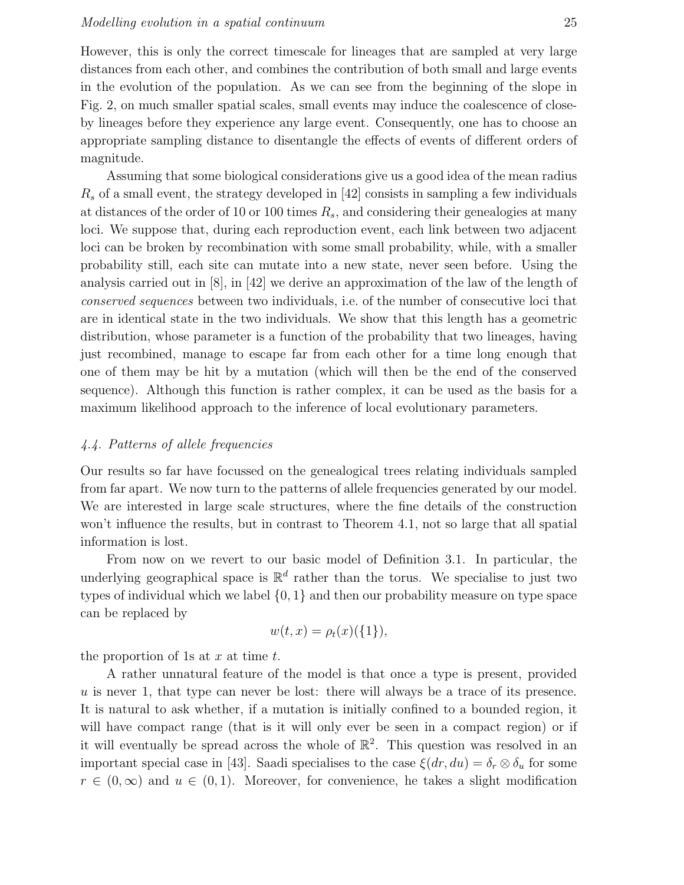However, this is only the correct timescale for lineages that are sampled at very large distances from each other, and combines the contribution of both small and large events in the evolution of the population. As we can see from the beginning of the slope in Fig. 2, on much smaller spatial scales, small events may induce the coalescence of close-by lineages before they experience any large event. Consequently, one has to choose an appropriate sampling distance to disentangle the effects of events of different orders of magnitude.

Assuming that some biological considerations give us a good idea of the mean radius $R_s$ of a small event, the strategy developed in [42] consists in sampling a few individuals at distances of the order of 10 or 100 times $R_s$, and considering their genealogies at many loci. We suppose that, during each reproduction event, each link between two adjacent loci can be broken by recombination with some small probability, while, with a smaller probability still, each site can mutate into a new state, never seen before. Using the analysis carried out in [8], in [42] we derive an approximation of the law of the length of *conserved sequences* between two individuals, i.e. of the number of consecutive loci that are in identical state in the two individuals. We show that this length has a geometric distribution, whose parameter is a function of the probability that two lineages, having just recombined, manage to escape far from each other for a time long enough that one of them may be hit by a mutation (which will then be the end of the conserved sequence). Although this function is rather complex, it can be used as the basis for a maximum likelihood approach to the inference of local evolutionary parameters.

### *4.4. Patterns of allele frequencies*

Our results so far have focussed on the genealogical trees relating individuals sampled from far apart. We now turn to the patterns of allele frequencies generated by our model. We are interested in large scale structures, where the fine details of the construction won't influence the results, but in contrast to Theorem 4.1, not so large that all spatial information is lost.

From now on we revert to our basic model of Definition 3.1. In particular, the underlying geographical space is $\mathbb{R}^d$ rather than the torus. We specialise to just two types of individual which we label $\{0, 1\}$ and then our probability measure on type space can be replaced by

$$w(t, x) = \rho_t(x)(\{1\}),$$

the proportion of 1s at $x$ at time $t$.

A rather unnatural feature of the model is that once a type is present, provided $u$ is never 1, that type can never be lost: there will always be a trace of its presence. It is natural to ask whether, if a mutation is initially confined to a bounded region, it will have compact range (that is it will only ever be seen in a compact region) or if it will eventually be spread across the whole of $\mathbb{R}^2$. This question was resolved in an important special case in [43]. Saadi specialises to the case $\xi(dr, du) = \delta_r \otimes \delta_u$ for some $r \in (0, \infty)$ and $u \in (0, 1)$. Moreover, for convenience, he takes a slight modification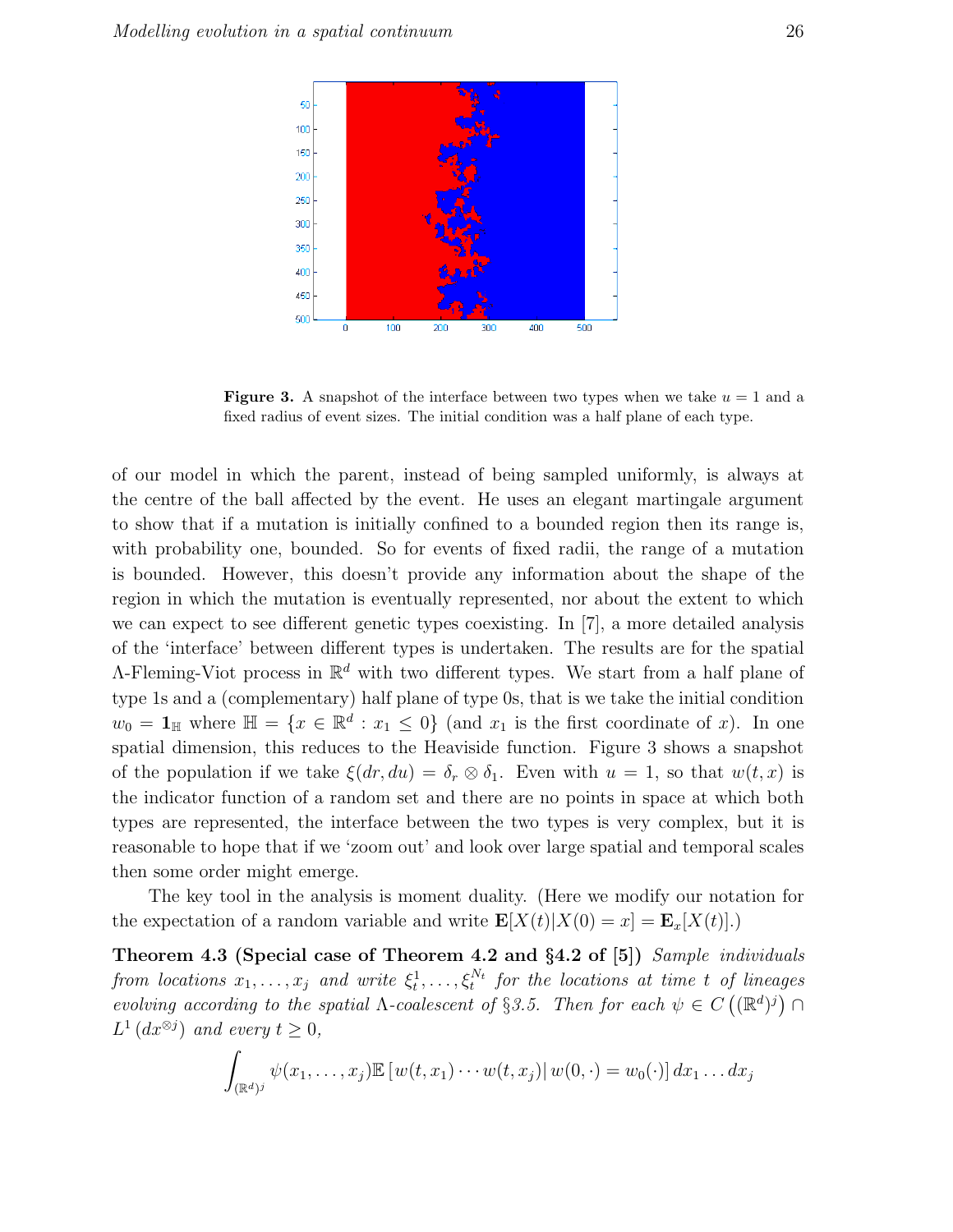**Figure 3.** A snapshot of the interface between two types when we take $u = 1$ and a fixed radius of event sizes. The initial condition was a half plane of each type.

of our model in which the parent, instead of being sampled uniformly, is always at the centre of the ball affected by the event. He uses an elegant martingale argument to show that if a mutation is initially confined to a bounded region then its range is, with probability one, bounded. So for events of fixed radii, the range of a mutation is bounded. However, this doesn't provide any information about the shape of the region in which the mutation is eventually represented, nor about the extent to which we can expect to see different genetic types coexisting. In [7], a more detailed analysis of the 'interface' between different types is undertaken. The results are for the spatial $\Lambda$-Fleming-Viot process in $\mathbb{R}^d$ with two different types. We start from a half plane of type 1s and a (complementary) half plane of type 0s, that is we take the initial condition $w_0 = \mathbf{1}_{\mathbb{H}}$ where $\mathbb{H} = \{x \in \mathbb{R}^d : x_1 \leq 0\}$ (and $x_1$ is the first coordinate of $x$). In one spatial dimension, this reduces to the Heaviside function. Figure 3 shows a snapshot of the population if we take $\xi(dr, du) = \delta_r \otimes \delta_1$. Even with $u = 1$, so that $w(t, x)$ is the indicator function of a random set and there are no points in space at which both types are represented, the interface between the two types is very complex, but it is reasonable to hope that if we 'zoom out' and look over large spatial and temporal scales then some order might emerge.

The key tool in the analysis is moment duality. (Here we modify our notation for the expectation of a random variable and write $\mathbf{E}[X(t)|X(0) = x] = \mathbf{E}_x[X(t)]$.)

**Theorem 4.3 (Special case of Theorem 4.2 and §4.2 of [5])** *Sample individuals from locations $x_1, \ldots, x_j$ and write $\xi_t^1, \ldots, \xi_t^{N_t}$ for the locations at time $t$ of lineages evolving according to the spatial $\Lambda$-coalescent of §3.5. Then for each $\psi \in C\left((\mathbb{R}^d)^j\right) \cap L^1\left(dx^{\otimes j}\right)$ and every $t \geq 0$,*

$$\int_{(\mathbb{R}^d)^j} \psi(x_1, \ldots, x_j) \mathbb{E}\left[w(t, x_1) \cdots w(t, x_j) \middle| w(0, \cdot) = w_0(\cdot)\right] dx_1 \ldots dx_j$$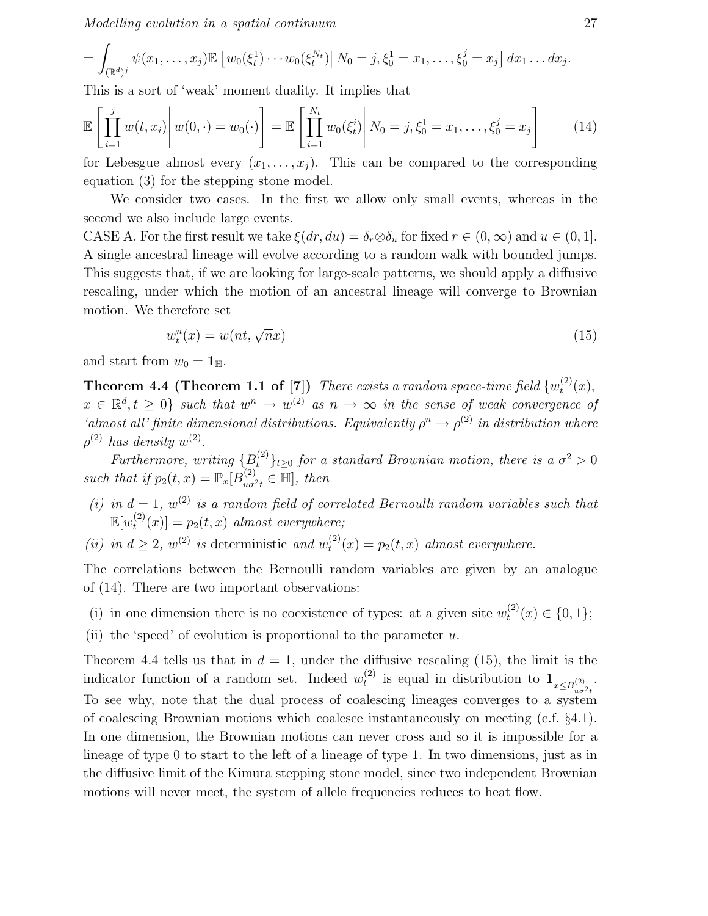$$= \int_{(\mathbb{R}^d)^j} \psi(x_1, \ldots, x_j) \mathbb{E}\left[ w_0(\xi_t^1) \cdots w_0(\xi_t^{N_t}) \right| N_0 = j, \xi_0^1 = x_1, \ldots, \xi_0^j = x_j \left.\right] dx_1 \ldots dx_j.$$

This is a sort of 'weak' moment duality. It implies that

$$\mathbb{E}\left[ \prod_{i=1}^{j} w(t, x_i) \middle| w(0, \cdot) = w_0(\cdot) \right] = \mathbb{E}\left[ \prod_{i=1}^{N_t} w_0(\xi_t^i) \middle| N_0 = j, \xi_0^1 = x_1, \ldots, \xi_0^j = x_j \right] \tag{14}$$

for Lebesgue almost every $(x_1, \ldots, x_j)$. This can be compared to the corresponding equation (3) for the stepping stone model.

We consider two cases. In the first we allow only small events, whereas in the second we also include large events.

CASE A. For the first result we take $\xi(dr, du) = \delta_r \otimes \delta_u$ for fixed $r \in (0, \infty)$ and $u \in (0, 1]$. A single ancestral lineage will evolve according to a random walk with bounded jumps. This suggests that, if we are looking for large-scale patterns, we should apply a diffusive rescaling, under which the motion of an ancestral lineage will converge to Brownian motion. We therefore set

$$w_t^n(x) = w(nt, \sqrt{n}x) \tag{15}$$

and start from $w_0 = \mathbf{1}_{\mathbb{H}}$.

**Theorem 4.4 (Theorem 1.1 of [7])** *There exists a random space-time field $\{w_t^{(2)}(x), x \in \mathbb{R}^d, t \geq 0\}$ such that $w^n \to w^{(2)}$ as $n \to \infty$ in the sense of weak convergence of 'almost all' finite dimensional distributions. Equivalently $\rho^n \to \rho^{(2)}$ in distribution where $\rho^{(2)}$ has density $w^{(2)}$.*

*Furthermore, writing $\{B_t^{(2)}\}_{t \geq 0}$ for a standard Brownian motion, there is a $\sigma^2 > 0$ such that if $p_2(t, x) = \mathbb{P}_x[B_{u\sigma^2 t}^{(2)} \in \mathbb{H}]$, then*

*(i) in $d = 1$, $w^{(2)}$ is a random field of correlated Bernoulli random variables such that $\mathbb{E}[w_t^{(2)}(x)] = p_2(t, x)$ almost everywhere;*

*(ii) in $d \geq 2$, $w^{(2)}$ is* deterministic *and $w_t^{(2)}(x) = p_2(t, x)$ almost everywhere.*

The correlations between the Bernoulli random variables are given by an analogue of (14). There are two important observations:

(i) in one dimension there is no coexistence of types: at a given site $w_t^{(2)}(x) \in \{0, 1\}$;

(ii) the 'speed' of evolution is proportional to the parameter $u$.

Theorem 4.4 tells us that in $d = 1$, under the diffusive rescaling (15), the limit is the indicator function of a random set. Indeed $w_t^{(2)}$ is equal in distribution to $\mathbf{1}_{x \leq B_{u\sigma^2 t}^{(2)}}$. To see why, note that the dual process of coalescing lineages converges to a system of coalescing Brownian motions which coalesce instantaneously on meeting (c.f. §4.1). In one dimension, the Brownian motions can never cross and so it is impossible for a lineage of type 0 to start to the left of a lineage of type 1. In two dimensions, just as in the diffusive limit of the Kimura stepping stone model, since two independent Brownian motions will never meet, the system of allele frequencies reduces to heat flow.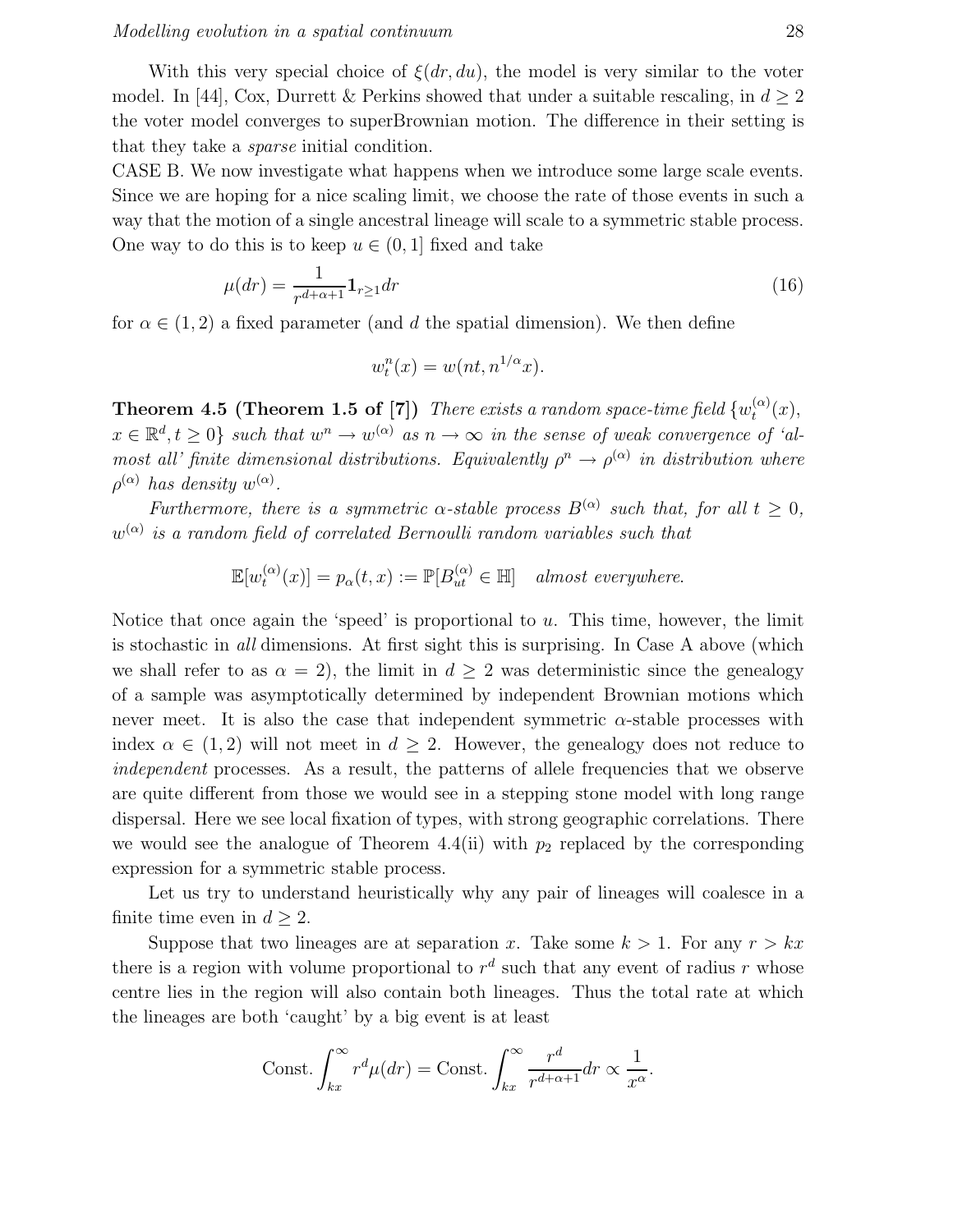With this very special choice of $\xi(dr, du)$, the model is very similar to the voter model. In [44], Cox, Durrett & Perkins showed that under a suitable rescaling, in $d \geq 2$ the voter model converges to superBrownian motion. The difference in their setting is that they take a *sparse* initial condition.

CASE B. We now investigate what happens when we introduce some large scale events. Since we are hoping for a nice scaling limit, we choose the rate of those events in such a way that the motion of a single ancestral lineage will scale to a symmetric stable process. One way to do this is to keep $u \in (0, 1]$ fixed and take

$$\mu(dr) = \frac{1}{r^{d+\alpha+1}} \mathbf{1}_{r \geq 1} dr \tag{16}$$

for $\alpha \in (1, 2)$ a fixed parameter (and $d$ the spatial dimension). We then define

$$w_t^n(x) = w(nt, n^{1/\alpha} x).$$

**Theorem 4.5 (Theorem 1.5 of [7])** *There exists a random space-time field $\{w_t^{(\alpha)}(x), x \in \mathbb{R}^d, t \geq 0\}$ such that $w^n \to w^{(\alpha)}$ as $n \to \infty$ in the sense of weak convergence of 'almost all' finite dimensional distributions. Equivalently $\rho^n \to \rho^{(\alpha)}$ in distribution where $\rho^{(\alpha)}$ has density $w^{(\alpha)}$.*

*Furthermore, there is a symmetric $\alpha$-stable process $B^{(\alpha)}$ such that, for all $t \geq 0$, $w^{(\alpha)}$ is a random field of correlated Bernoulli random variables such that*

$$\mathbb{E}[w_t^{(\alpha)}(x)] = p_\alpha(t, x) := \mathbb{P}[B_{ut}^{(\alpha)} \in \mathbb{H}] \quad \textit{almost everywhere.}$$

Notice that once again the 'speed' is proportional to $u$. This time, however, the limit is stochastic in *all* dimensions. At first sight this is surprising. In Case A above (which we shall refer to as $\alpha = 2$), the limit in $d \geq 2$ was deterministic since the genealogy of a sample was asymptotically determined by independent Brownian motions which never meet. It is also the case that independent symmetric $\alpha$-stable processes with index $\alpha \in (1, 2)$ will not meet in $d \geq 2$. However, the genealogy does not reduce to *independent* processes. As a result, the patterns of allele frequencies that we observe are quite different from those we would see in a stepping stone model with long range dispersal. Here we see local fixation of types, with strong geographic correlations. There we would see the analogue of Theorem 4.4(ii) with $p_2$ replaced by the corresponding expression for a symmetric stable process.

Let us try to understand heuristically why any pair of lineages will coalesce in a finite time even in $d \geq 2$.

Suppose that two lineages are at separation $x$. Take some $k > 1$. For any $r > kx$ there is a region with volume proportional to $r^d$ such that any event of radius $r$ whose centre lies in the region will also contain both lineages. Thus the total rate at which the lineages are both 'caught' by a big event is at least

$$\text{Const.} \int_{kx}^{\infty} r^d \mu(dr) = \text{Const.} \int_{kx}^{\infty} \frac{r^d}{r^{d+\alpha+1}} dr \propto \frac{1}{x^\alpha}.$$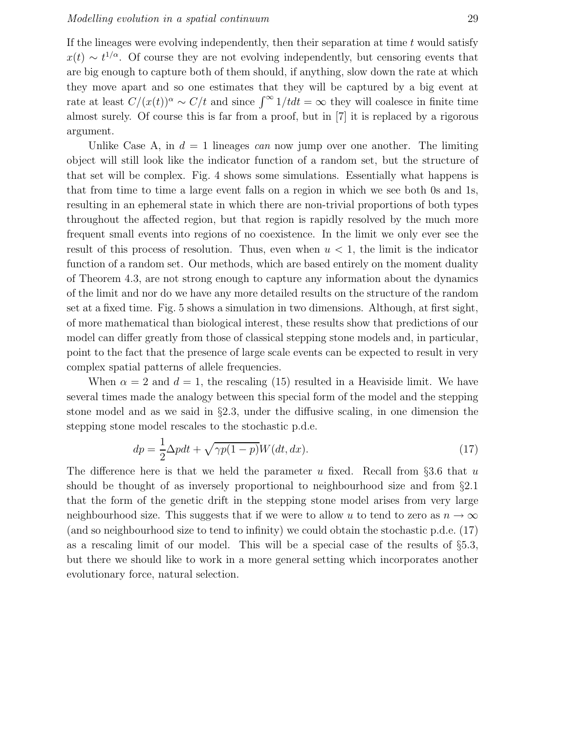If the lineages were evolving independently, then their separation at time $t$ would satisfy $x(t) \sim t^{1/\alpha}$. Of course they are not evolving independently, but censoring events that are big enough to capture both of them should, if anything, slow down the rate at which they move apart and so one estimates that they will be captured by a big event at rate at least $C/(x(t))^\alpha \sim C/t$ and since $\int^\infty 1/t dt = \infty$ they will coalesce in finite time almost surely. Of course this is far from a proof, but in [7] it is replaced by a rigorous argument.

Unlike Case A, in $d = 1$ lineages *can* now jump over one another. The limiting object will still look like the indicator function of a random set, but the structure of that set will be complex. Fig. 4 shows some simulations. Essentially what happens is that from time to time a large event falls on a region in which we see both 0s and 1s, resulting in an ephemeral state in which there are non-trivial proportions of both types throughout the affected region, but that region is rapidly resolved by the much more frequent small events into regions of no coexistence. In the limit we only ever see the result of this process of resolution. Thus, even when $u < 1$, the limit is the indicator function of a random set. Our methods, which are based entirely on the moment duality of Theorem 4.3, are not strong enough to capture any information about the dynamics of the limit and nor do we have any more detailed results on the structure of the random set at a fixed time. Fig. 5 shows a simulation in two dimensions. Although, at first sight, of more mathematical than biological interest, these results show that predictions of our model can differ greatly from those of classical stepping stone models and, in particular, point to the fact that the presence of large scale events can be expected to result in very complex spatial patterns of allele frequencies.

When $\alpha = 2$ and $d = 1$, the rescaling (15) resulted in a Heaviside limit. We have several times made the analogy between this special form of the model and the stepping stone model and as we said in §2.3, under the diffusive scaling, in one dimension the stepping stone model rescales to the stochastic p.d.e.

$$dp = \frac{1}{2}\Delta p dt + \sqrt{\gamma p(1-p)} W(dt, dx). \tag{17}$$

The difference here is that we held the parameter $u$ fixed. Recall from §3.6 that $u$ should be thought of as inversely proportional to neighbourhood size and from §2.1 that the form of the genetic drift in the stepping stone model arises from very large neighbourhood size. This suggests that if we were to allow $u$ to tend to zero as $n \to \infty$ (and so neighbourhood size to tend to infinity) we could obtain the stochastic p.d.e. (17) as a rescaling limit of our model. This will be a special case of the results of §5.3, but there we should like to work in a more general setting which incorporates another evolutionary force, natural selection.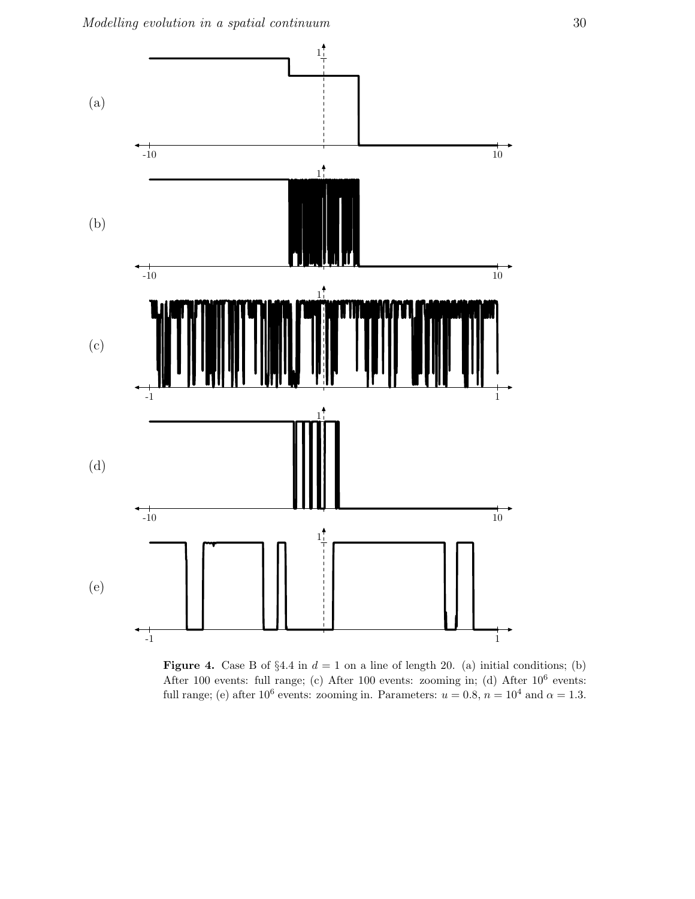**Figure 4.** Case B of §4.4 in $d = 1$ on a line of length 20. (a) initial conditions; (b) After 100 events: full range; (c) After 100 events: zooming in; (d) After $10^6$ events: full range; (e) after $10^6$ events: zooming in. Parameters: $u = 0.8$, $n = 10^4$ and $\alpha = 1.3$.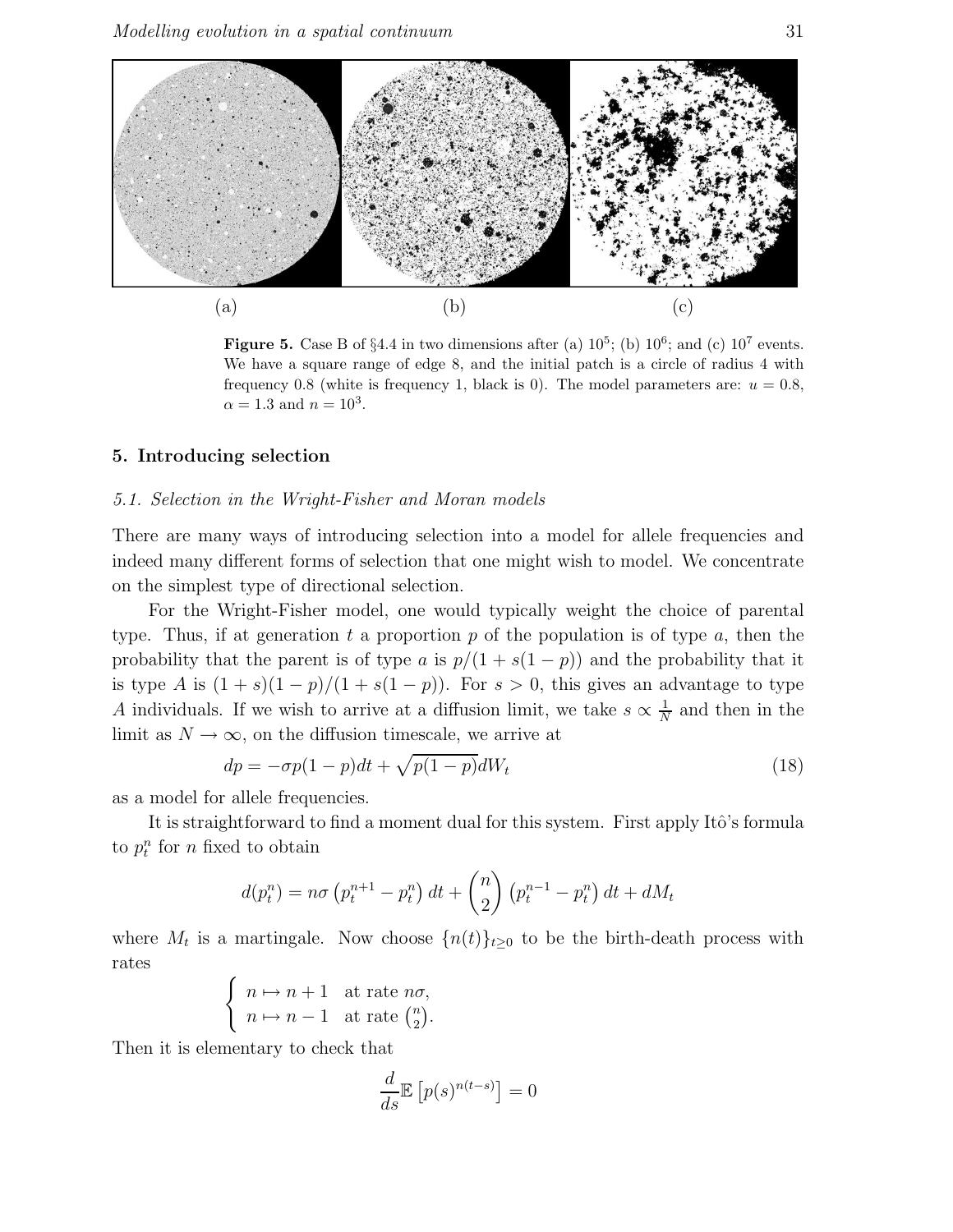(a) (b) (c)

**Figure 5.** Case B of §4.4 in two dimensions after (a) $10^5$; (b) $10^6$; and (c) $10^7$ events. We have a square range of edge 8, and the initial patch is a circle of radius 4 with frequency 0.8 (white is frequency 1, black is 0). The model parameters are: $u = 0.8$, $\alpha = 1.3$ and $n = 10^3$.

## 5. Introducing selection

### *5.1. Selection in the Wright-Fisher and Moran models*

There are many ways of introducing selection into a model for allele frequencies and indeed many different forms of selection that one might wish to model. We concentrate on the simplest type of directional selection.

For the Wright-Fisher model, one would typically weight the choice of parental type. Thus, if at generation $t$ a proportion $p$ of the population is of type $a$, then the probability that the parent is of type $a$ is $p/(1 + s(1 - p))$ and the probability that it is type $A$ is $(1 + s)(1 - p)/(1 + s(1 - p))$. For $s > 0$, this gives an advantage to type $A$ individuals. If we wish to arrive at a diffusion limit, we take $s \propto \frac{1}{N}$ and then in the limit as $N \to \infty$, on the diffusion timescale, we arrive at

$$dp = -\sigma p(1 - p)dt + \sqrt{p(1 - p)}dW_t \tag{18}$$

as a model for allele frequencies.

It is straightforward to find a moment dual for this system. First apply Itô's formula to $p_t^n$ for $n$ fixed to obtain

$$d(p_t^n) = n\sigma \left(p_t^{n+1} - p_t^n\right) dt + \binom{n}{2} \left(p_t^{n-1} - p_t^n\right) dt + dM_t$$

where $M_t$ is a martingale. Now choose $\{n(t)\}_{t \geq 0}$ to be the birth-death process with rates

$$\begin{cases} n \mapsto n + 1 & \text{at rate } n\sigma, \\ n \mapsto n - 1 & \text{at rate } \binom{n}{2}. \end{cases}$$

Then it is elementary to check that

$$\frac{d}{ds}\mathbb{E}\left[p(s)^{n(t-s)}\right] = 0$$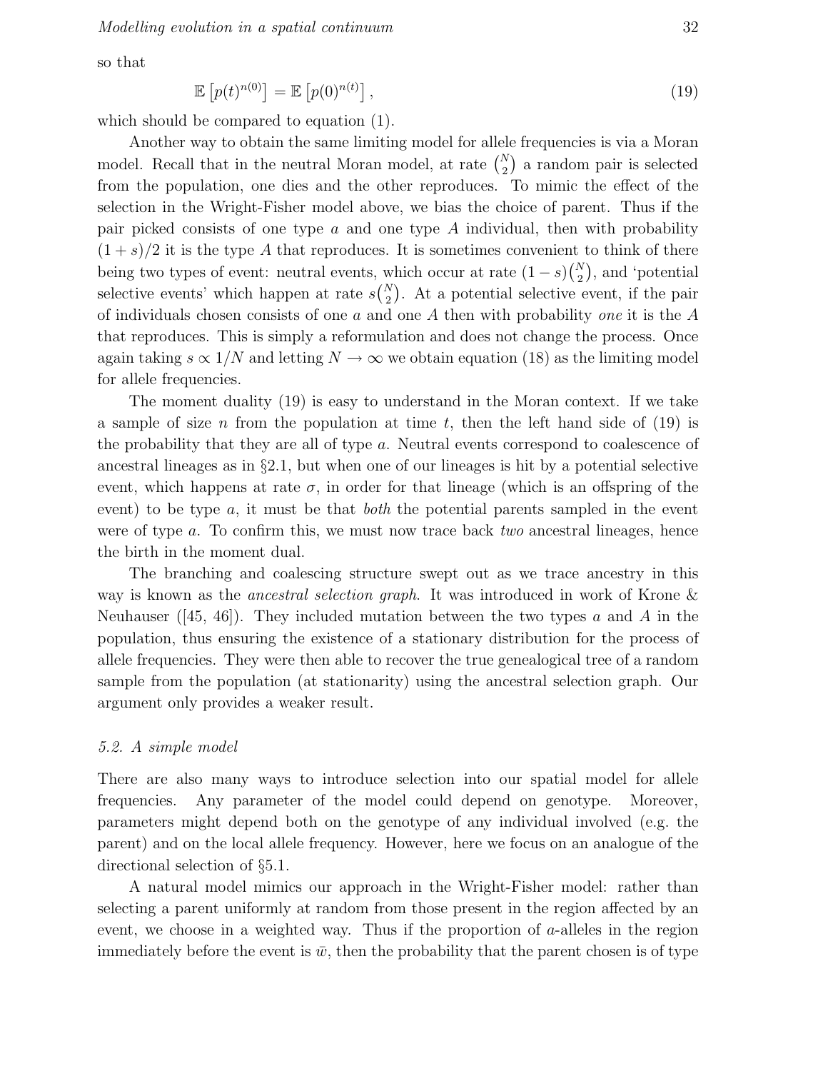so that

$$\mathbb{E}\left[p(t)^{n(0)}\right] = \mathbb{E}\left[p(0)^{n(t)}\right], \tag{19}$$

which should be compared to equation (1).

Another way to obtain the same limiting model for allele frequencies is via a Moran model. Recall that in the neutral Moran model, at rate $\binom{N}{2}$ a random pair is selected from the population, one dies and the other reproduces. To mimic the effect of the selection in the Wright-Fisher model above, we bias the choice of parent. Thus if the pair picked consists of one type $a$ and one type $A$ individual, then with probability $(1+s)/2$ it is the type $A$ that reproduces. It is sometimes convenient to think of there being two types of event: neutral events, which occur at rate $(1-s)\binom{N}{2}$, and 'potential selective events' which happen at rate $s\binom{N}{2}$. At a potential selective event, if the pair of individuals chosen consists of one $a$ and one $A$ then with probability *one* it is the $A$ that reproduces. This is simply a reformulation and does not change the process. Once again taking $s \propto 1/N$ and letting $N \to \infty$ we obtain equation (18) as the limiting model for allele frequencies.

The moment duality (19) is easy to understand in the Moran context. If we take a sample of size $n$ from the population at time $t$, then the left hand side of (19) is the probability that they are all of type $a$. Neutral events correspond to coalescence of ancestral lineages as in §2.1, but when one of our lineages is hit by a potential selective event, which happens at rate $\sigma$, in order for that lineage (which is an offspring of the event) to be type $a$, it must be that *both* the potential parents sampled in the event were of type $a$. To confirm this, we must now trace back *two* ancestral lineages, hence the birth in the moment dual.

The branching and coalescing structure swept out as we trace ancestry in this way is known as the *ancestral selection graph*. It was introduced in work of Krone & Neuhauser ([45, 46]). They included mutation between the two types $a$ and $A$ in the population, thus ensuring the existence of a stationary distribution for the process of allele frequencies. They were then able to recover the true genealogical tree of a random sample from the population (at stationarity) using the ancestral selection graph. Our argument only provides a weaker result.

*5.2. A simple model*

There are also many ways to introduce selection into our spatial model for allele frequencies. Any parameter of the model could depend on genotype. Moreover, parameters might depend both on the genotype of any individual involved (e.g. the parent) and on the local allele frequency. However, here we focus on an analogue of the directional selection of §5.1.

A natural model mimics our approach in the Wright-Fisher model: rather than selecting a parent uniformly at random from those present in the region affected by an event, we choose in a weighted way. Thus if the proportion of $a$-alleles in the region immediately before the event is $\bar{w}$, then the probability that the parent chosen is of type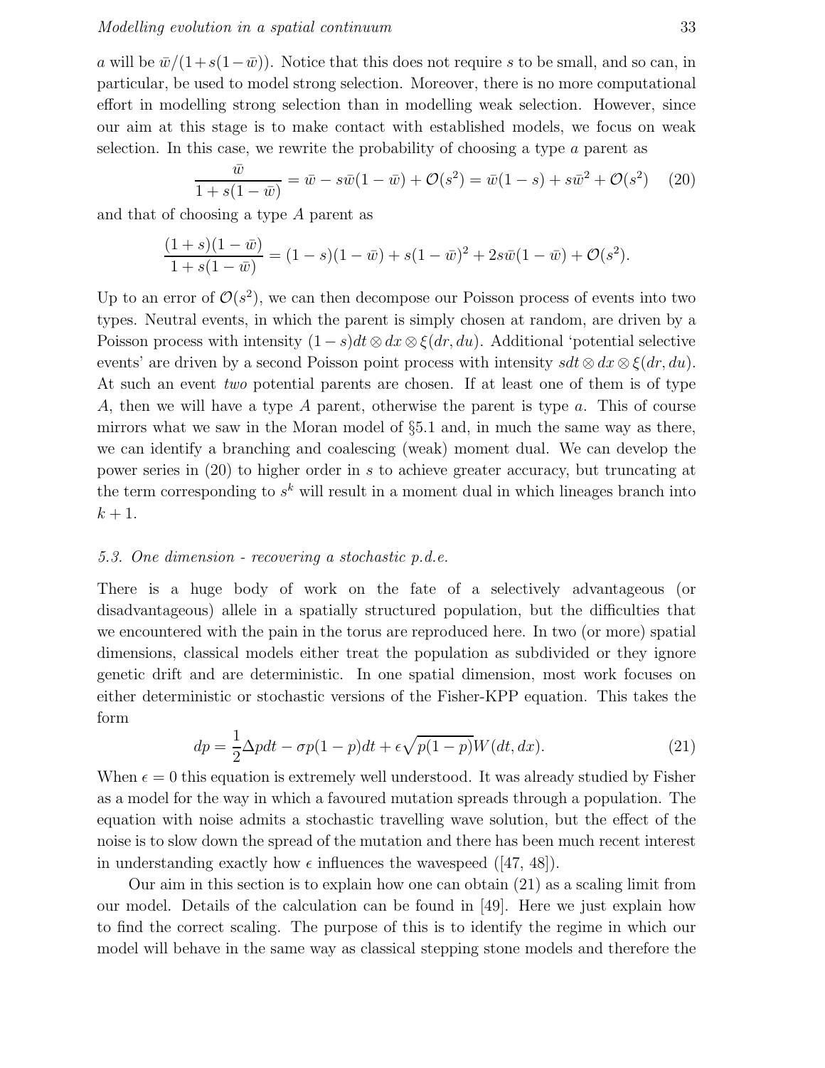$a$ will be $\bar{w}/(1+s(1-\bar{w}))$. Notice that this does not require $s$ to be small, and so can, in particular, be used to model strong selection. Moreover, there is no more computational effort in modelling strong selection than in modelling weak selection. However, since our aim at this stage is to make contact with established models, we focus on weak selection. In this case, we rewrite the probability of choosing a type $a$ parent as

$$\frac{\bar{w}}{1+s(1-\bar{w})} = \bar{w} - s\bar{w}(1-\bar{w}) + \mathcal{O}(s^2) = \bar{w}(1-s) + s\bar{w}^2 + \mathcal{O}(s^2) \tag{20}$$

and that of choosing a type $A$ parent as

$$\frac{(1+s)(1-\bar{w})}{1+s(1-\bar{w})} = (1-s)(1-\bar{w}) + s(1-\bar{w})^2 + 2s\bar{w}(1-\bar{w}) + \mathcal{O}(s^2).$$

Up to an error of $\mathcal{O}(s^2)$, we can then decompose our Poisson process of events into two types. Neutral events, in which the parent is simply chosen at random, are driven by a Poisson process with intensity $(1-s)dt \otimes dx \otimes \xi(dr, du)$. Additional 'potential selective events' are driven by a second Poisson point process with intensity $sdt \otimes dx \otimes \xi(dr, du)$. At such an event *two* potential parents are chosen. If at least one of them is of type $A$, then we will have a type $A$ parent, otherwise the parent is type $a$. This of course mirrors what we saw in the Moran model of §5.1 and, in much the same way as there, we can identify a branching and coalescing (weak) moment dual. We can develop the power series in (20) to higher order in $s$ to achieve greater accuracy, but truncating at the term corresponding to $s^k$ will result in a moment dual in which lineages branch into $k+1$.

### *5.3. One dimension - recovering a stochastic p.d.e.*

There is a huge body of work on the fate of a selectively advantageous (or disadvantageous) allele in a spatially structured population, but the difficulties that we encountered with the pain in the torus are reproduced here. In two (or more) spatial dimensions, classical models either treat the population as subdivided or they ignore genetic drift and are deterministic. In one spatial dimension, most work focuses on either deterministic or stochastic versions of the Fisher-KPP equation. This takes the form

$$dp = \frac{1}{2}\Delta p dt - \sigma p(1-p)dt + \epsilon\sqrt{p(1-p)}W(dt, dx). \tag{21}$$

When $\epsilon = 0$ this equation is extremely well understood. It was already studied by Fisher as a model for the way in which a favoured mutation spreads through a population. The equation with noise admits a stochastic travelling wave solution, but the effect of the noise is to slow down the spread of the mutation and there has been much recent interest in understanding exactly how $\epsilon$ influences the wavespeed ([47, 48]).

Our aim in this section is to explain how one can obtain (21) as a scaling limit from our model. Details of the calculation can be found in [49]. Here we just explain how to find the correct scaling. The purpose of this is to identify the regime in which our model will behave in the same way as classical stepping stone models and therefore the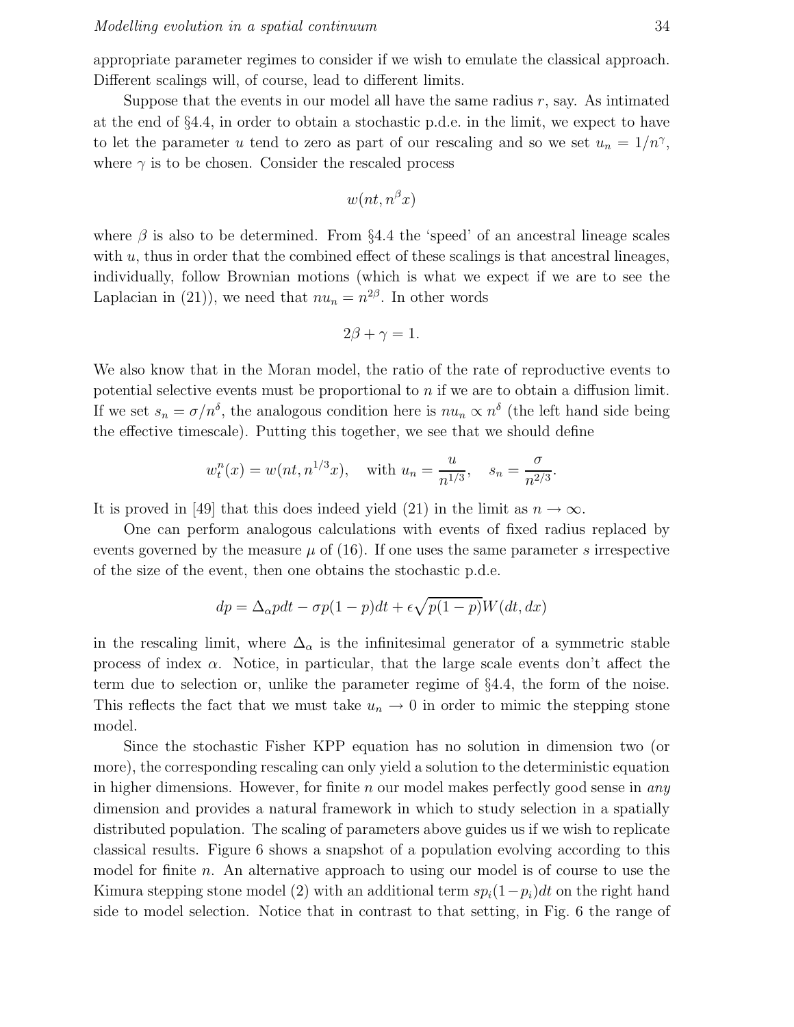appropriate parameter regimes to consider if we wish to emulate the classical approach. Different scalings will, of course, lead to different limits.

Suppose that the events in our model all have the same radius $r$, say. As intimated at the end of §4.4, in order to obtain a stochastic p.d.e. in the limit, we expect to have to let the parameter $u$ tend to zero as part of our rescaling and so we set $u_n = 1/n^{\gamma}$, where $\gamma$ is to be chosen. Consider the rescaled process

$$w(nt, n^{\beta}x)$$

where $\beta$ is also to be determined. From §4.4 the 'speed' of an ancestral lineage scales with $u$, thus in order that the combined effect of these scalings is that ancestral lineages, individually, follow Brownian motions (which is what we expect if we are to see the Laplacian in (21)), we need that $nu_n = n^{2\beta}$. In other words

$$2\beta + \gamma = 1.$$

We also know that in the Moran model, the ratio of the rate of reproductive events to potential selective events must be proportional to $n$ if we are to obtain a diffusion limit. If we set $s_n = \sigma/n^{\delta}$, the analogous condition here is $nu_n \propto n^{\delta}$ (the left hand side being the effective timescale). Putting this together, we see that we should define

$$w_t^n(x) = w(nt, n^{1/3}x), \quad \text{with } u_n = \frac{u}{n^{1/3}}, \quad s_n = \frac{\sigma}{n^{2/3}}.$$

It is proved in [49] that this does indeed yield (21) in the limit as $n \to \infty$.

One can perform analogous calculations with events of fixed radius replaced by events governed by the measure $\mu$ of (16). If one uses the same parameter $s$ irrespective of the size of the event, then one obtains the stochastic p.d.e.

$$dp = \Delta_{\alpha} p dt - \sigma p(1-p)dt + \epsilon\sqrt{p(1-p)}W(dt, dx)$$

in the rescaling limit, where $\Delta_{\alpha}$ is the infinitesimal generator of a symmetric stable process of index $\alpha$. Notice, in particular, that the large scale events don't affect the term due to selection or, unlike the parameter regime of §4.4, the form of the noise. This reflects the fact that we must take $u_n \to 0$ in order to mimic the stepping stone model.

Since the stochastic Fisher KPP equation has no solution in dimension two (or more), the corresponding rescaling can only yield a solution to the deterministic equation in higher dimensions. However, for finite $n$ our model makes perfectly good sense in *any* dimension and provides a natural framework in which to study selection in a spatially distributed population. The scaling of parameters above guides us if we wish to replicate classical results. Figure 6 shows a snapshot of a population evolving according to this model for finite $n$. An alternative approach to using our model is of course to use the Kimura stepping stone model (2) with an additional term $sp_i(1-p_i)dt$ on the right hand side to model selection. Notice that in contrast to that setting, in Fig. 6 the range of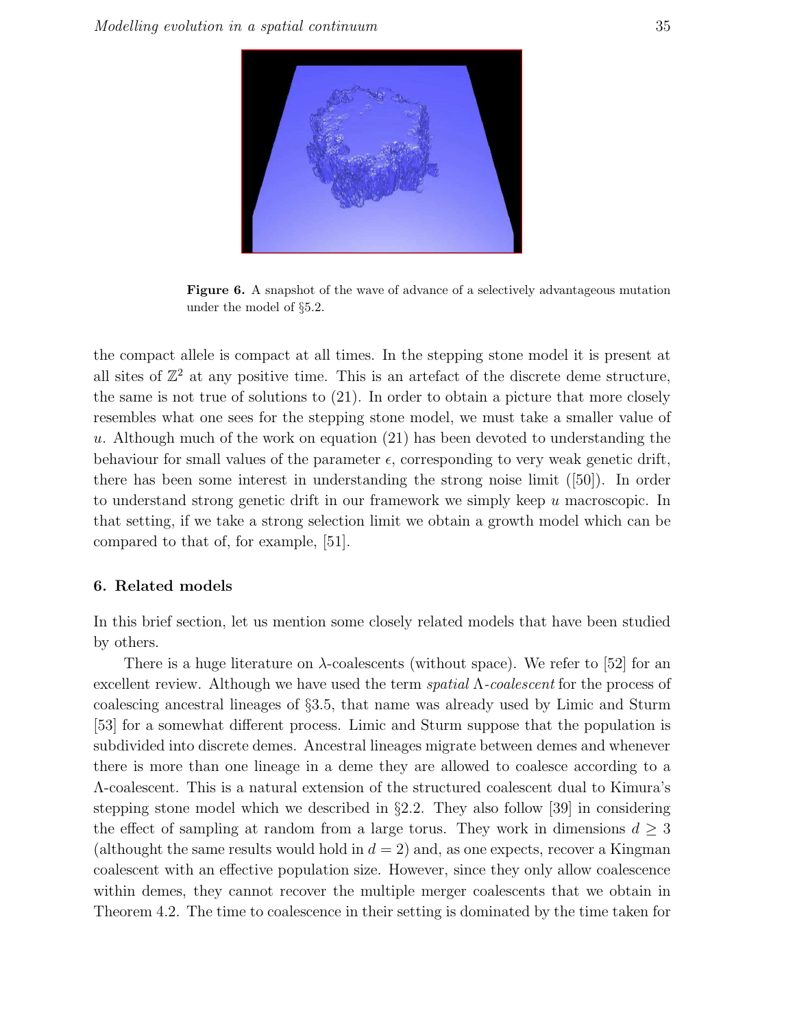**Figure 6.** A snapshot of the wave of advance of a selectively advantageous mutation under the model of §5.2.

the compact allele is compact at all times. In the stepping stone model it is present at all sites of $\mathbb{Z}^2$ at any positive time. This is an artefact of the discrete deme structure, the same is not true of solutions to (21). In order to obtain a picture that more closely resembles what one sees for the stepping stone model, we must take a smaller value of $u$. Although much of the work on equation (21) has been devoted to understanding the behaviour for small values of the parameter $\epsilon$, corresponding to very weak genetic drift, there has been some interest in understanding the strong noise limit ([50]). In order to understand strong genetic drift in our framework we simply keep $u$ macroscopic. In that setting, if we take a strong selection limit we obtain a growth model which can be compared to that of, for example, [51].

## 6. Related models

In this brief section, let us mention some closely related models that have been studied by others.

There is a huge literature on $\lambda$-coalescents (without space). We refer to [52] for an excellent review. Although we have used the term *spatial* $\Lambda$*-coalescent* for the process of coalescing ancestral lineages of §3.5, that name was already used by Limic and Sturm [53] for a somewhat different process. Limic and Sturm suppose that the population is subdivided into discrete demes. Ancestral lineages migrate between demes and whenever there is more than one lineage in a deme they are allowed to coalesce according to a $\Lambda$-coalescent. This is a natural extension of the structured coalescent dual to Kimura's stepping stone model which we described in §2.2. They also follow [39] in considering the effect of sampling at random from a large torus. They work in dimensions $d \geq 3$ (althought the same results would hold in $d = 2$) and, as one expects, recover a Kingman coalescent with an effective population size. However, since they only allow coalescence within demes, they cannot recover the multiple merger coalescents that we obtain in Theorem 4.2. The time to coalescence in their setting is dominated by the time taken for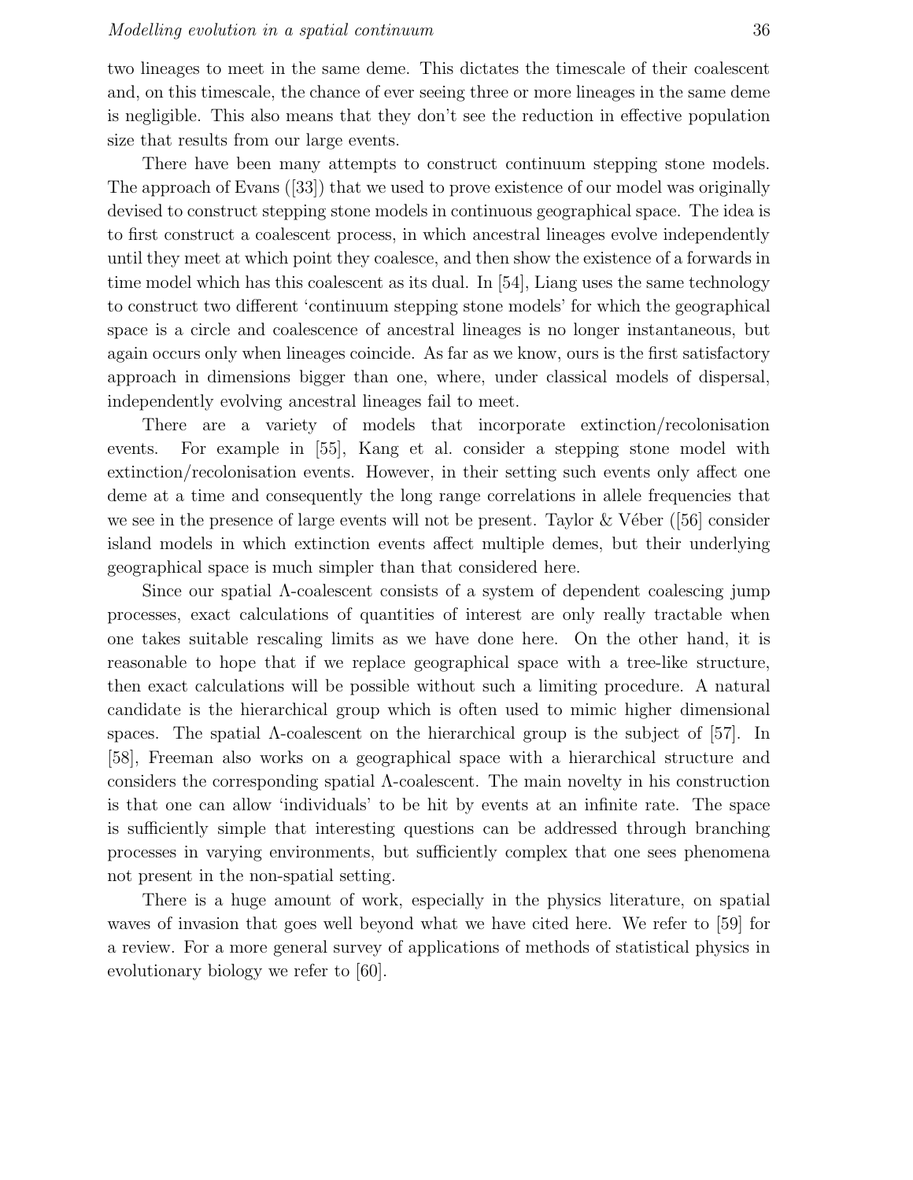two lineages to meet in the same deme. This dictates the timescale of their coalescent and, on this timescale, the chance of ever seeing three or more lineages in the same deme is negligible. This also means that they don't see the reduction in effective population size that results from our large events.

There have been many attempts to construct continuum stepping stone models. The approach of Evans ([33]) that we used to prove existence of our model was originally devised to construct stepping stone models in continuous geographical space. The idea is to first construct a coalescent process, in which ancestral lineages evolve independently until they meet at which point they coalesce, and then show the existence of a forwards in time model which has this coalescent as its dual. In [54], Liang uses the same technology to construct two different 'continuum stepping stone models' for which the geographical space is a circle and coalescence of ancestral lineages is no longer instantaneous, but again occurs only when lineages coincide. As far as we know, ours is the first satisfactory approach in dimensions bigger than one, where, under classical models of dispersal, independently evolving ancestral lineages fail to meet.

There are a variety of models that incorporate extinction/recolonisation events. For example in [55], Kang et al. consider a stepping stone model with extinction/recolonisation events. However, in their setting such events only affect one deme at a time and consequently the long range correlations in allele frequencies that we see in the presence of large events will not be present. Taylor & Véber ([56] consider island models in which extinction events affect multiple demes, but their underlying geographical space is much simpler than that considered here.

Since our spatial $\Lambda$-coalescent consists of a system of dependent coalescing jump processes, exact calculations of quantities of interest are only really tractable when one takes suitable rescaling limits as we have done here. On the other hand, it is reasonable to hope that if we replace geographical space with a tree-like structure, then exact calculations will be possible without such a limiting procedure. A natural candidate is the hierarchical group which is often used to mimic higher dimensional spaces. The spatial $\Lambda$-coalescent on the hierarchical group is the subject of [57]. In [58], Freeman also works on a geographical space with a hierarchical structure and considers the corresponding spatial $\Lambda$-coalescent. The main novelty in his construction is that one can allow 'individuals' to be hit by events at an infinite rate. The space is sufficiently simple that interesting questions can be addressed through branching processes in varying environments, but sufficiently complex that one sees phenomena not present in the non-spatial setting.

There is a huge amount of work, especially in the physics literature, on spatial waves of invasion that goes well beyond what we have cited here. We refer to [59] for a review. For a more general survey of applications of methods of statistical physics in evolutionary biology we refer to [60].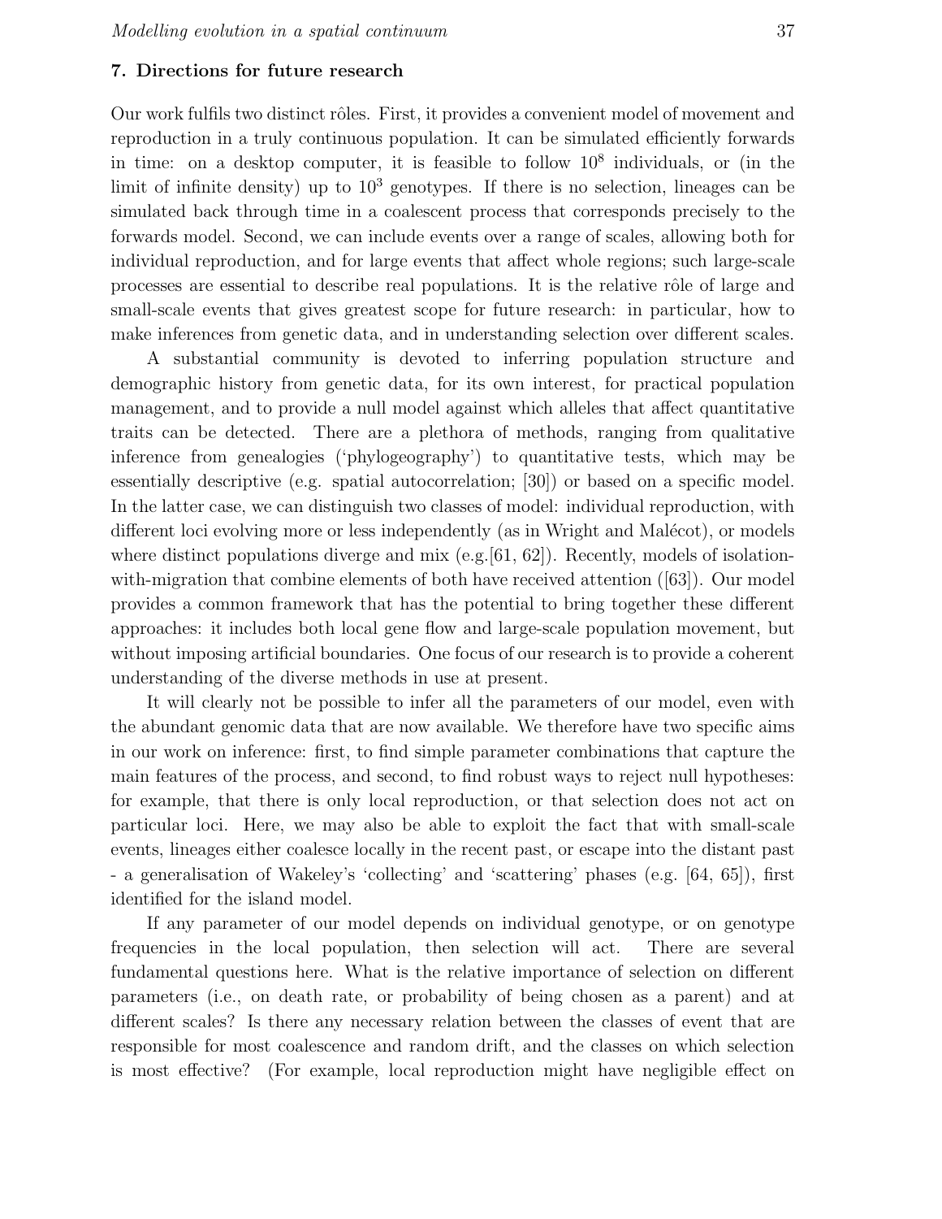## 7. Directions for future research

Our work fulfils two distinct rôles. First, it provides a convenient model of movement and reproduction in a truly continuous population. It can be simulated efficiently forwards in time: on a desktop computer, it is feasible to follow $10^8$ individuals, or (in the limit of infinite density) up to $10^3$ genotypes. If there is no selection, lineages can be simulated back through time in a coalescent process that corresponds precisely to the forwards model. Second, we can include events over a range of scales, allowing both for individual reproduction, and for large events that affect whole regions; such large-scale processes are essential to describe real populations. It is the relative rôle of large and small-scale events that gives greatest scope for future research: in particular, how to make inferences from genetic data, and in understanding selection over different scales.

A substantial community is devoted to inferring population structure and demographic history from genetic data, for its own interest, for practical population management, and to provide a null model against which alleles that affect quantitative traits can be detected. There are a plethora of methods, ranging from qualitative inference from genealogies ('phylogeography') to quantitative tests, which may be essentially descriptive (e.g. spatial autocorrelation; [30]) or based on a specific model. In the latter case, we can distinguish two classes of model: individual reproduction, with different loci evolving more or less independently (as in Wright and Malécot), or models where distinct populations diverge and mix (e.g.[61, 62]). Recently, models of isolation-with-migration that combine elements of both have received attention ([63]). Our model provides a common framework that has the potential to bring together these different approaches: it includes both local gene flow and large-scale population movement, but without imposing artificial boundaries. One focus of our research is to provide a coherent understanding of the diverse methods in use at present.

It will clearly not be possible to infer all the parameters of our model, even with the abundant genomic data that are now available. We therefore have two specific aims in our work on inference: first, to find simple parameter combinations that capture the main features of the process, and second, to find robust ways to reject null hypotheses: for example, that there is only local reproduction, or that selection does not act on particular loci. Here, we may also be able to exploit the fact that with small-scale events, lineages either coalesce locally in the recent past, or escape into the distant past - a generalisation of Wakeley's 'collecting' and 'scattering' phases (e.g. [64, 65]), first identified for the island model.

If any parameter of our model depends on individual genotype, or on genotype frequencies in the local population, then selection will act. There are several fundamental questions here. What is the relative importance of selection on different parameters (i.e., on death rate, or probability of being chosen as a parent) and at different scales? Is there any necessary relation between the classes of event that are responsible for most coalescence and random drift, and the classes on which selection is most effective? (For example, local reproduction might have negligible effect on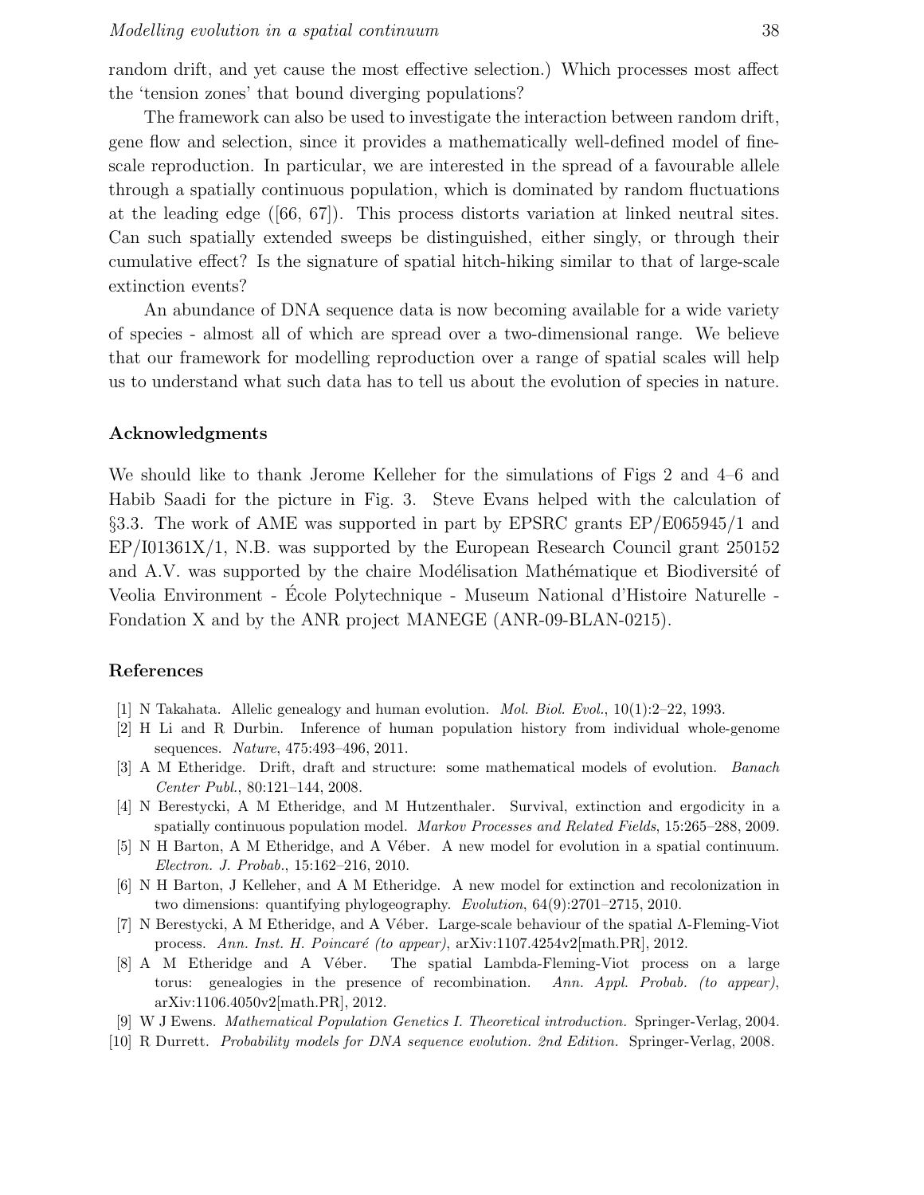random drift, and yet cause the most effective selection.) Which processes most affect the 'tension zones' that bound diverging populations?

The framework can also be used to investigate the interaction between random drift, gene flow and selection, since it provides a mathematically well-defined model of fine-scale reproduction. In particular, we are interested in the spread of a favourable allele through a spatially continuous population, which is dominated by random fluctuations at the leading edge ([66, 67]). This process distorts variation at linked neutral sites. Can such spatially extended sweeps be distinguished, either singly, or through their cumulative effect? Is the signature of spatial hitch-hiking similar to that of large-scale extinction events?

An abundance of DNA sequence data is now becoming available for a wide variety of species - almost all of which are spread over a two-dimensional range. We believe that our framework for modelling reproduction over a range of spatial scales will help us to understand what such data has to tell us about the evolution of species in nature.

### Acknowledgments

We should like to thank Jerome Kelleher for the simulations of Figs 2 and 4–6 and Habib Saadi for the picture in Fig. 3. Steve Evans helped with the calculation of §3.3. The work of AME was supported in part by EPSRC grants EP/E065945/1 and EP/I01361X/1, N.B. was supported by the European Research Council grant 250152 and A.V. was supported by the chaire Modélisation Mathématique et Biodiversité of Veolia Environment - École Polytechnique - Museum National d'Histoire Naturelle - Fondation X and by the ANR project MANEGE (ANR-09-BLAN-0215).

### References

[1] N Takahata. Allelic genealogy and human evolution. *Mol. Biol. Evol.*, 10(1):2–22, 1993.

[2] H Li and R Durbin. Inference of human population history from individual whole-genome sequences. *Nature*, 475:493–496, 2011.

[3] A M Etheridge. Drift, draft and structure: some mathematical models of evolution. *Banach Center Publ.*, 80:121–144, 2008.

[4] N Berestycki, A M Etheridge, and M Hutzenthaler. Survival, extinction and ergodicity in a spatially continuous population model. *Markov Processes and Related Fields*, 15:265–288, 2009.

[5] N H Barton, A M Etheridge, and A Véber. A new model for evolution in a spatial continuum. *Electron. J. Probab.*, 15:162–216, 2010.

[6] N H Barton, J Kelleher, and A M Etheridge. A new model for extinction and recolonization in two dimensions: quantifying phylogeography. *Evolution*, 64(9):2701–2715, 2010.

[7] N Berestycki, A M Etheridge, and A Véber. Large-scale behaviour of the spatial Λ-Fleming-Viot process. *Ann. Inst. H. Poincaré (to appear)*, arXiv:1107.4254v2[math.PR], 2012.

[8] A M Etheridge and A Véber. The spatial Lambda-Fleming-Viot process on a large torus: genealogies in the presence of recombination. *Ann. Appl. Probab. (to appear)*, arXiv:1106.4050v2[math.PR], 2012.

[9] W J Ewens. *Mathematical Population Genetics I. Theoretical introduction.* Springer-Verlag, 2004.

[10] R Durrett. *Probability models for DNA sequence evolution. 2nd Edition.* Springer-Verlag, 2008.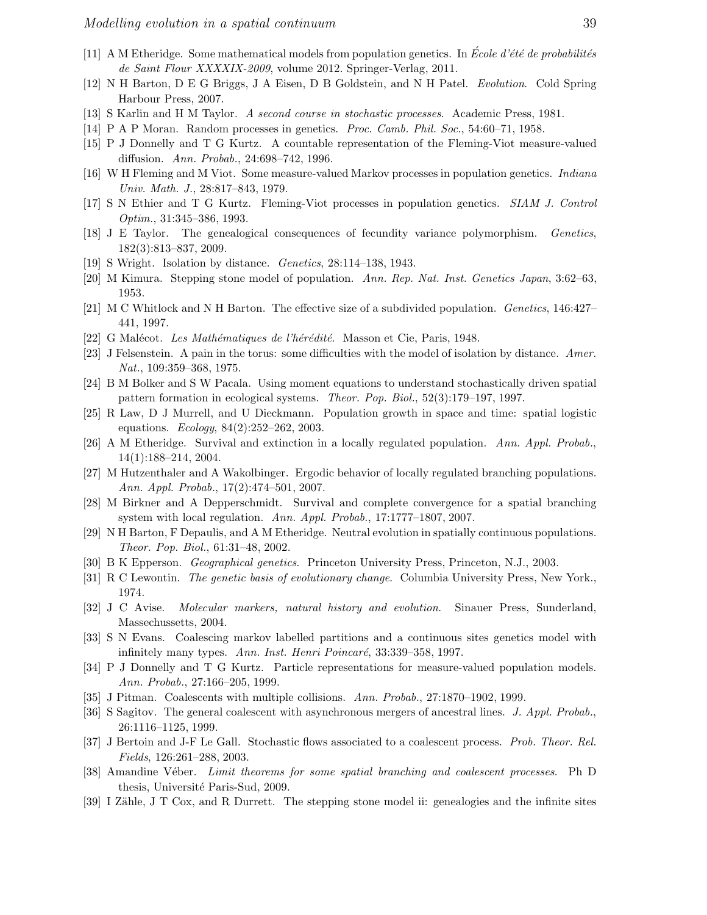[11] A M Etheridge. Some mathematical models from population genetics. In *École d'été de probabilités de Saint Flour XXXXIX-2009*, volume 2012. Springer-Verlag, 2011.

[12] N H Barton, D E G Briggs, J A Eisen, D B Goldstein, and N H Patel. *Evolution*. Cold Spring Harbour Press, 2007.

[13] S Karlin and H M Taylor. *A second course in stochastic processes*. Academic Press, 1981.

[14] P A P Moran. Random processes in genetics. *Proc. Camb. Phil. Soc.*, 54:60–71, 1958.

[15] P J Donnelly and T G Kurtz. A countable representation of the Fleming-Viot measure-valued diffusion. *Ann. Probab.*, 24:698–742, 1996.

[16] W H Fleming and M Viot. Some measure-valued Markov processes in population genetics. *Indiana Univ. Math. J.*, 28:817–843, 1979.

[17] S N Ethier and T G Kurtz. Fleming-Viot processes in population genetics. *SIAM J. Control Optim.*, 31:345–386, 1993.

[18] J E Taylor. The genealogical consequences of fecundity variance polymorphism. *Genetics*, 182(3):813–837, 2009.

[19] S Wright. Isolation by distance. *Genetics*, 28:114–138, 1943.

[20] M Kimura. Stepping stone model of population. *Ann. Rep. Nat. Inst. Genetics Japan*, 3:62–63, 1953.

[21] M C Whitlock and N H Barton. The effective size of a subdivided population. *Genetics*, 146:427–441, 1997.

[22] G Malécot. *Les Mathématiques de l'hérédité*. Masson et Cie, Paris, 1948.

[23] J Felsenstein. A pain in the torus: some difficulties with the model of isolation by distance. *Amer. Nat.*, 109:359–368, 1975.

[24] B M Bolker and S W Pacala. Using moment equations to understand stochastically driven spatial pattern formation in ecological systems. *Theor. Pop. Biol.*, 52(3):179–197, 1997.

[25] R Law, D J Murrell, and U Dieckmann. Population growth in space and time: spatial logistic equations. *Ecology*, 84(2):252–262, 2003.

[26] A M Etheridge. Survival and extinction in a locally regulated population. *Ann. Appl. Probab.*, 14(1):188–214, 2004.

[27] M Hutzenthaler and A Wakolbinger. Ergodic behavior of locally regulated branching populations. *Ann. Appl. Probab.*, 17(2):474–501, 2007.

[28] M Birkner and A Depperschmidt. Survival and complete convergence for a spatial branching system with local regulation. *Ann. Appl. Probab.*, 17:1777–1807, 2007.

[29] N H Barton, F Depaulis, and A M Etheridge. Neutral evolution in spatially continuous populations. *Theor. Pop. Biol.*, 61:31–48, 2002.

[30] B K Epperson. *Geographical genetics*. Princeton University Press, Princeton, N.J., 2003.

[31] R C Lewontin. *The genetic basis of evolutionary change*. Columbia University Press, New York., 1974.

[32] J C Avise. *Molecular markers, natural history and evolution*. Sinauer Press, Sunderland, Massechussetts, 2004.

[33] S N Evans. Coalescing markov labelled partitions and a continuous sites genetics model with infinitely many types. *Ann. Inst. Henri Poincaré*, 33:339–358, 1997.

[34] P J Donnelly and T G Kurtz. Particle representations for measure-valued population models. *Ann. Probab.*, 27:166–205, 1999.

[35] J Pitman. Coalescents with multiple collisions. *Ann. Probab.*, 27:1870–1902, 1999.

[36] S Sagitov. The general coalescent with asynchronous mergers of ancestral lines. *J. Appl. Probab.*, 26:1116–1125, 1999.

[37] J Bertoin and J-F Le Gall. Stochastic flows associated to a coalescent process. *Prob. Theor. Rel. Fields*, 126:261–288, 2003.

[38] Amandine Véber. *Limit theorems for some spatial branching and coalescent processes*. Ph D thesis, Université Paris-Sud, 2009.

[39] I Zähle, J T Cox, and R Durrett. The stepping stone model ii: genealogies and the infinite sites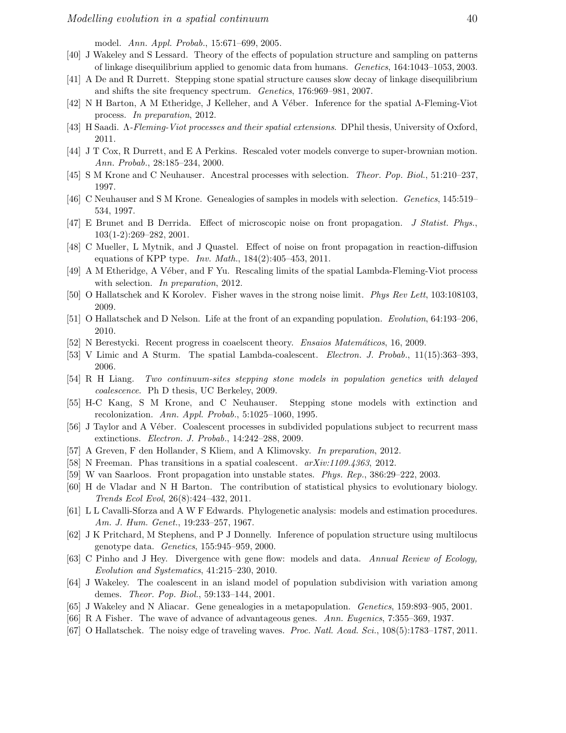model. *Ann. Appl. Probab.*, 15:671–699, 2005.

[40] J Wakeley and S Lessard. Theory of the effects of population structure and sampling on patterns of linkage disequilibrium applied to genomic data from humans. *Genetics*, 164:1043–1053, 2003.

[41] A De and R Durrett. Stepping stone spatial structure causes slow decay of linkage disequilibrium and shifts the site frequency spectrum. *Genetics*, 176:969–981, 2007.

[42] N H Barton, A M Etheridge, J Kelleher, and A Véber. Inference for the spatial Λ-Fleming-Viot process. *In preparation*, 2012.

[43] H Saadi. *Λ-Fleming-Viot processes and their spatial extensions*. DPhil thesis, University of Oxford, 2011.

[44] J T Cox, R Durrett, and E A Perkins. Rescaled voter models converge to super-brownian motion. *Ann. Probab.*, 28:185–234, 2000.

[45] S M Krone and C Neuhauser. Ancestral processes with selection. *Theor. Pop. Biol.*, 51:210–237, 1997.

[46] C Neuhauser and S M Krone. Genealogies of samples in models with selection. *Genetics*, 145:519–534, 1997.

[47] E Brunet and B Derrida. Effect of microscopic noise on front propagation. *J Statist. Phys.*, 103(1-2):269–282, 2001.

[48] C Mueller, L Mytnik, and J Quastel. Effect of noise on front propagation in reaction-diffusion equations of KPP type. *Inv. Math.*, 184(2):405–453, 2011.

[49] A M Etheridge, A Véber, and F Yu. Rescaling limits of the spatial Lambda-Fleming-Viot process with selection. *In preparation*, 2012.

[50] O Hallatschek and K Korolev. Fisher waves in the strong noise limit. *Phys Rev Lett*, 103:108103, 2009.

[51] O Hallatschek and D Nelson. Life at the front of an expanding population. *Evolution*, 64:193–206, 2010.

[52] N Berestycki. Recent progress in coaelscent theory. *Ensaios Matemáticos*, 16, 2009.

[53] V Limic and A Sturm. The spatial Lambda-coalescent. *Electron. J. Probab.*, 11(15):363–393, 2006.

[54] R H Liang. *Two continuum-sites stepping stone models in population genetics with delayed coalescence*. Ph D thesis, UC Berkeley, 2009.

[55] H-C Kang, S M Krone, and C Neuhauser. Stepping stone models with extinction and recolonization. *Ann. Appl. Probab.*, 5:1025–1060, 1995.

[56] J Taylor and A Véber. Coalescent processes in subdivided populations subject to recurrent mass extinctions. *Electron. J. Probab.*, 14:242–288, 2009.

[57] A Greven, F den Hollander, S Kliem, and A Klimovsky. *In preparation*, 2012.

[58] N Freeman. Phas transitions in a spatial coalescent. *arXiv:1109.4363*, 2012.

[59] W van Saarloos. Front propagation into unstable states. *Phys. Rep.*, 386:29–222, 2003.

[60] H de Vladar and N H Barton. The contribution of statistical physics to evolutionary biology. *Trends Ecol Evol*, 26(8):424–432, 2011.

[61] L L Cavalli-Sforza and A W F Edwards. Phylogenetic analysis: models and estimation procedures. *Am. J. Hum. Genet.*, 19:233–257, 1967.

[62] J K Pritchard, M Stephens, and P J Donnelly. Inference of population structure using multilocus genotype data. *Genetics*, 155:945–959, 2000.

[63] C Pinho and J Hey. Divergence with gene flow: models and data. *Annual Review of Ecology, Evolution and Systematics*, 41:215–230, 2010.

[64] J Wakeley. The coalescent in an island model of population subdivision with variation among demes. *Theor. Pop. Biol.*, 59:133–144, 2001.

[65] J Wakeley and N Aliacar. Gene genealogies in a metapopulation. *Genetics*, 159:893–905, 2001.

[66] R A Fisher. The wave of advance of advantageous genes. *Ann. Eugenics*, 7:355–369, 1937.

[67] O Hallatschek. The noisy edge of traveling waves. *Proc. Natl. Acad. Sci.*, 108(5):1783–1787, 2011.